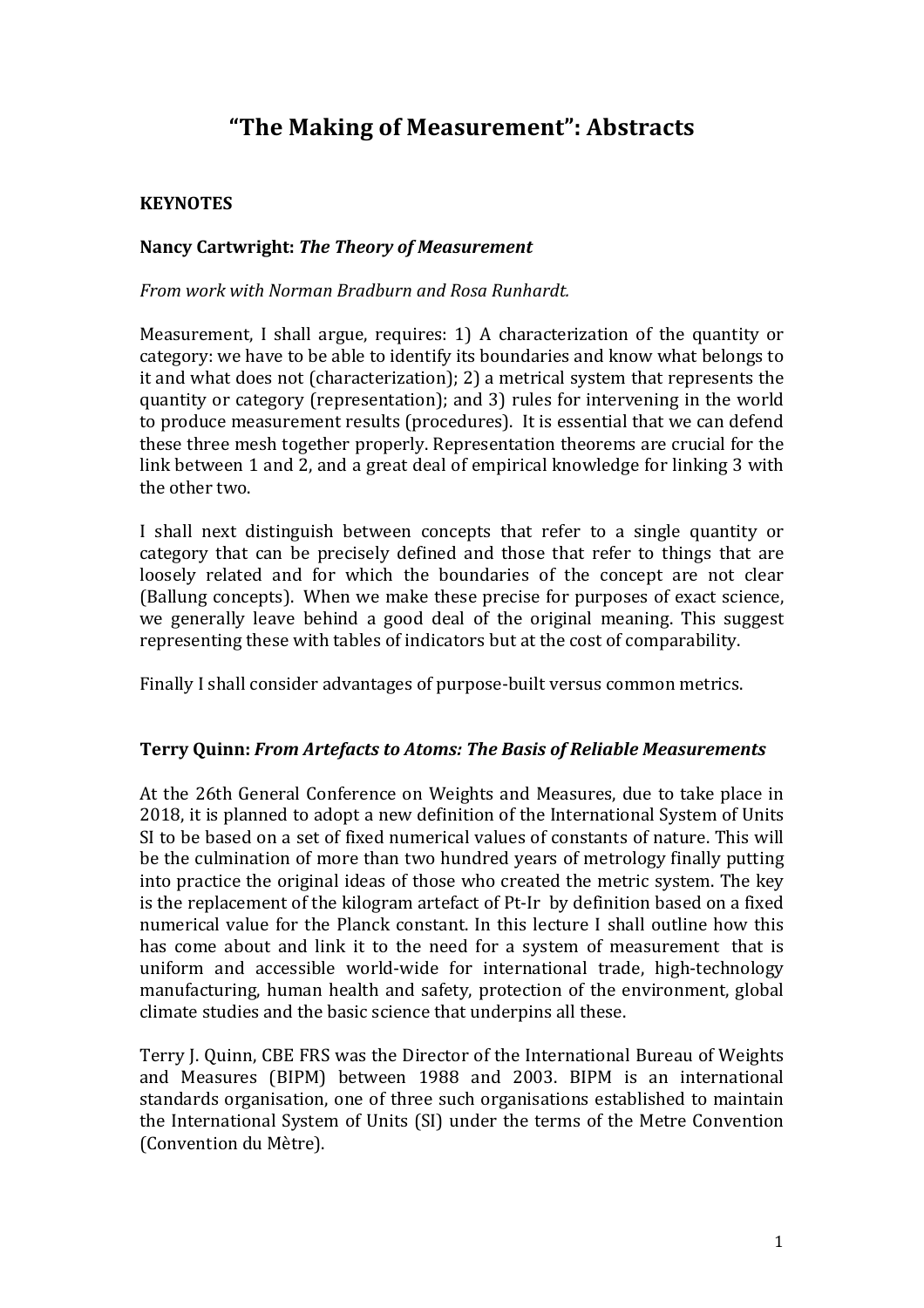# "The Making of Measurement": Abstracts

## KEYNOTES

### Nancy Cartwright: *The Theory of Measurement*

*From work with Norman Bradburn and Rosa Runhardt.*

Measurement, I shall argue, requires: 1) A characterization of the quantity or category: we have to be able to identify its boundaries and know what belongs to it and what does not (characterization); 2) a metrical system that represents the quantity or category (representation); and 3) rules for intervening in the world to produce measurement results (procedures). It is essential that we can defend these three mesh together properly. Representation theorems are crucial for the link between 1 and 2, and a great deal of empirical knowledge for linking 3 with the other two.

I shall next distinguish between concepts that refer to a single quantity or category that can be precisely defined and those that refer to things that are loosely related and for which the boundaries of the concept are not clear (Ballung concepts). When we make these precise for purposes of exact science, we generally leave behind a good deal of the original meaning. This suggest representing these with tables of indicators but at the cost of comparability.

Finally I shall consider advantages of purpose-built versus common metrics.

### Terry Quinn: *From Artefacts to Atoms: The Basis of Reliable Measurements*

At the 26th General Conference on Weights and Measures, due to take place in 2018, it is planned to adopt a new definition of the International System of Units SI to be based on a set of fixed numerical values of constants of nature. This will be the culmination of more than two hundred years of metrology finally putting into practice the original ideas of those who created the metric system. The key is the replacement of the kilogram artefact of Pt-Ir by definition based on a fixed numerical value for the Planck constant. In this lecture I shall outline how this has come about and link it to the need for a system of measurement that is uniform and accessible world-wide for international trade, high-technology manufacturing, human health and safety, protection of the environment, global climate studies and the basic science that underpins all these.

Terry J. Quinn, CBE FRS was the Director of the International Bureau of Weights and Measures (BIPM) between 1988 and 2003. BIPM is an international standards organisation, one of three such organisations established to maintain the International System of Units (SI) under the terms of the Metre Convention (Convention du Mètre).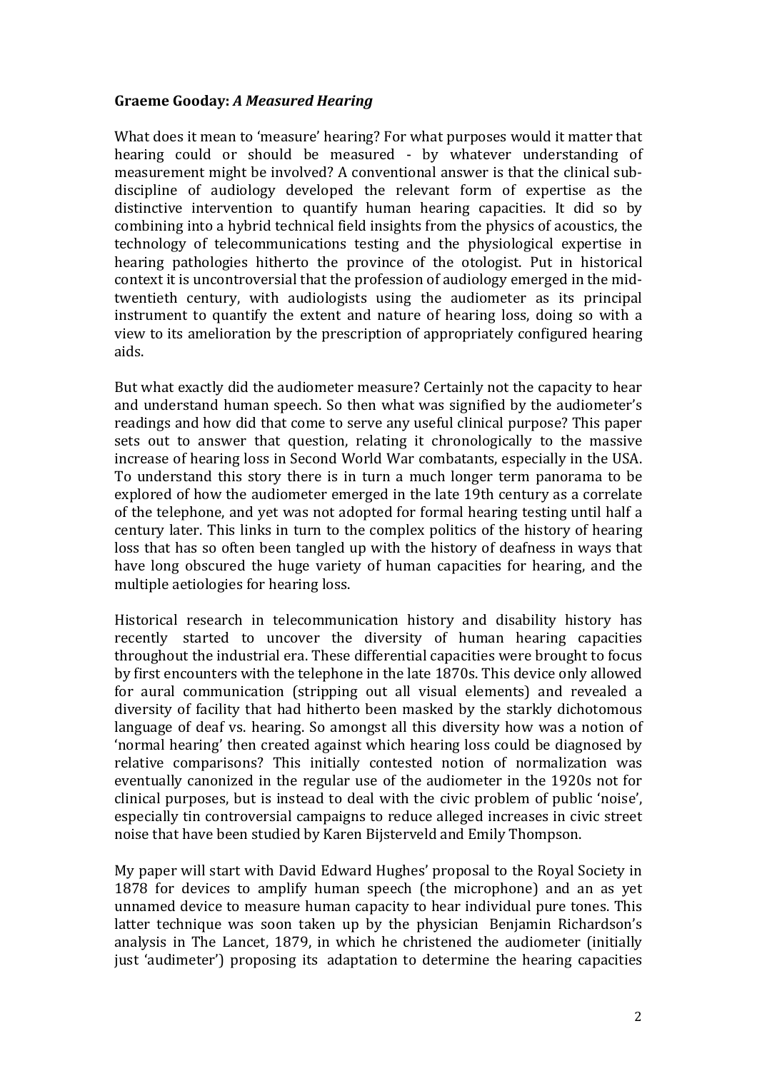**Graeme Gooday: *A Measured Hearing***

What does it mean to 'measure' hearing? For what purposes would it matter that hearing could or should be measured - by whatever understanding of measurement might be involved? A conventional answer is that the clinical sub-discipline of audiology developed the relevant form of expertise as the distinctive intervention to quantify human hearing capacities. It did so by combining into a hybrid technical field insights from the physics of acoustics, the technology of telecommunications testing and the physiological expertise in hearing pathologies hitherto the province of the otologist. Put in historical context it is uncontroversial that the profession of audiology emerged in the mid-twentieth century, with audiologists using the audiometer as its principal instrument to quantify the extent and nature of hearing loss, doing so with a view to its amelioration by the prescription of appropriately configured hearing aids.

But what exactly did the audiometer measure? Certainly not the capacity to hear and understand human speech. So then what was signified by the audiometer's readings and how did that come to serve any useful clinical purpose? This paper sets out to answer that question, relating it chronologically to the massive increase of hearing loss in Second World War combatants, especially in the USA. To understand this story there is in turn a much longer term panorama to be explored of how the audiometer emerged in the late 19th century as a correlate of the telephone, and yet was not adopted for formal hearing testing until half a century later. This links in turn to the complex politics of the history of hearing loss that has so often been tangled up with the history of deafness in ways that have long obscured the huge variety of human capacities for hearing, and the multiple aetiologies for hearing loss.

Historical research in telecommunication history and disability history has recently started to uncover the diversity of human hearing capacities throughout the industrial era. These differential capacities were brought to focus by first encounters with the telephone in the late 1870s. This device only allowed for aural communication (stripping out all visual elements) and revealed a diversity of facility that had hitherto been masked by the starkly dichotomous language of deaf vs. hearing. So amongst all this diversity how was a notion of 'normal hearing' then created against which hearing loss could be diagnosed by relative comparisons? This initially contested notion of normalization was eventually canonized in the regular use of the audiometer in the 1920s not for clinical purposes, but is instead to deal with the civic problem of public 'noise', especially tin controversial campaigns to reduce alleged increases in civic street noise that have been studied by Karen Bijsterveld and Emily Thompson.

My paper will start with David Edward Hughes' proposal to the Royal Society in 1878 for devices to amplify human speech (the microphone) and an as yet unnamed device to measure human capacity to hear individual pure tones. This latter technique was soon taken up by the physician Benjamin Richardson's analysis in The Lancet, 1879, in which he christened the audiometer (initially just 'audimeter') proposing its adaptation to determine the hearing capacities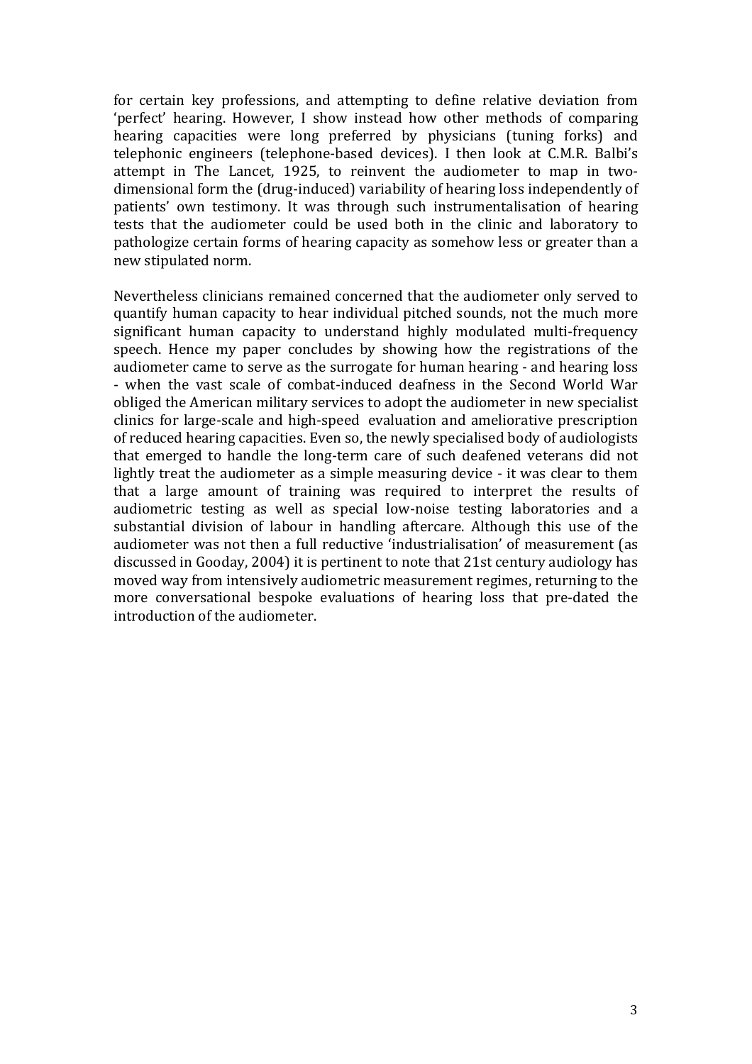for certain key professions, and attempting to define relative deviation from 'perfect' hearing. However, I show instead how other methods of comparing hearing capacities were long preferred by physicians (tuning forks) and telephonic engineers (telephone-based devices). I then look at C.M.R. Balbi's attempt in The Lancet, 1925, to reinvent the audiometer to map in two-dimensional form the (drug-induced) variability of hearing loss independently of patients' own testimony. It was through such instrumentalisation of hearing tests that the audiometer could be used both in the clinic and laboratory to pathologize certain forms of hearing capacity as somehow less or greater than a new stipulated norm.

Nevertheless clinicians remained concerned that the audiometer only served to quantify human capacity to hear individual pitched sounds, not the much more significant human capacity to understand highly modulated multi-frequency speech. Hence my paper concludes by showing how the registrations of the audiometer came to serve as the surrogate for human hearing - and hearing loss - when the vast scale of combat-induced deafness in the Second World War obliged the American military services to adopt the audiometer in new specialist clinics for large-scale and high-speed evaluation and ameliorative prescription of reduced hearing capacities. Even so, the newly specialised body of audiologists that emerged to handle the long-term care of such deafened veterans did not lightly treat the audiometer as a simple measuring device - it was clear to them that a large amount of training was required to interpret the results of audiometric testing as well as special low-noise testing laboratories and a substantial division of labour in handling aftercare. Although this use of the audiometer was not then a full reductive 'industrialisation' of measurement (as discussed in Gooday, 2004) it is pertinent to note that 21st century audiology has moved way from intensively audiometric measurement regimes, returning to the more conversational bespoke evaluations of hearing loss that pre-dated the introduction of the audiometer.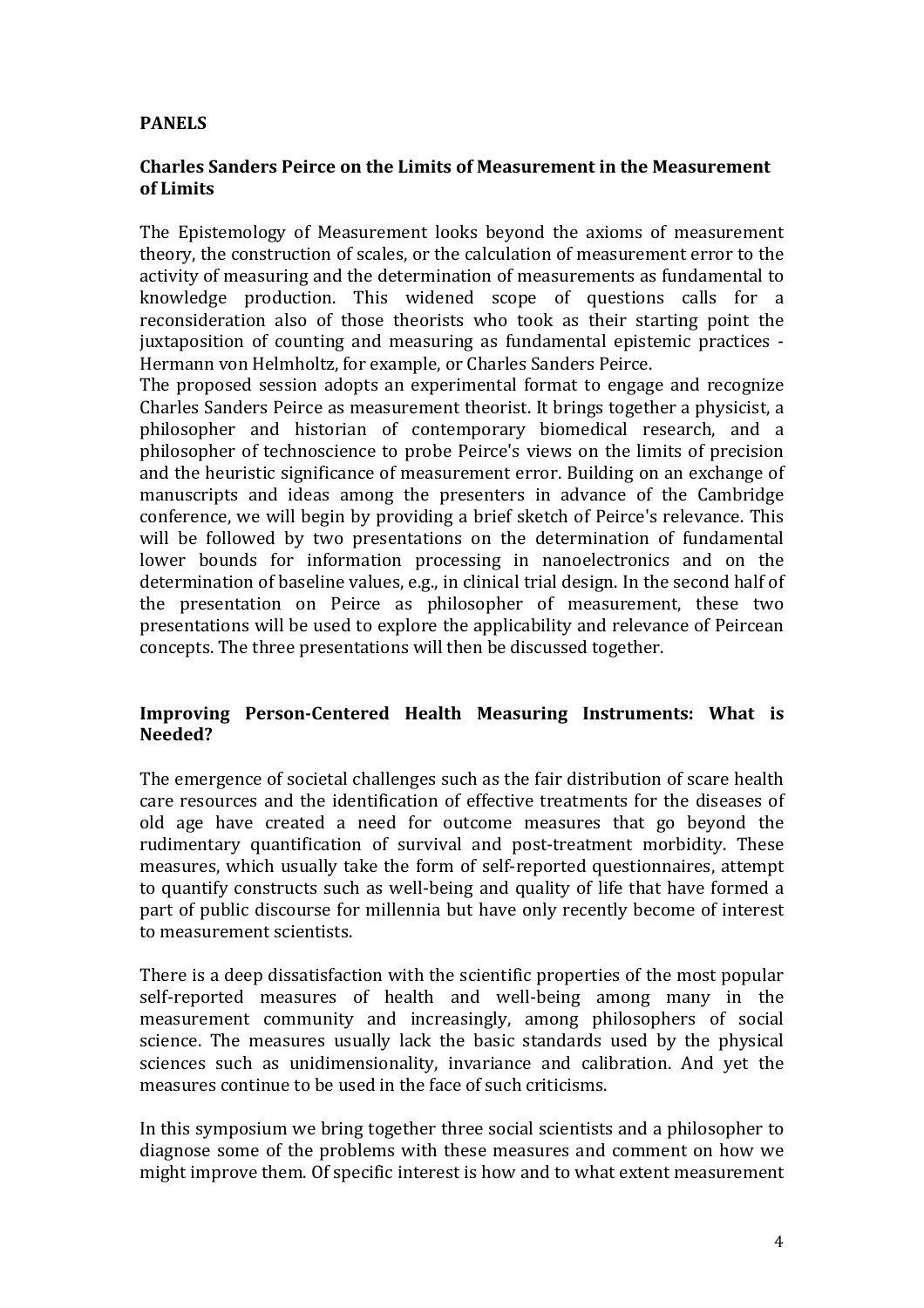# PANELS

## Charles Sanders Peirce on the Limits of Measurement in the Measurement of Limits

The Epistemology of Measurement looks beyond the axioms of measurement theory, the construction of scales, or the calculation of measurement error to the activity of measuring and the determination of measurements as fundamental to knowledge production. This widened scope of questions calls for a reconsideration also of those theorists who took as their starting point the juxtaposition of counting and measuring as fundamental epistemic practices - Hermann von Helmholtz, for example, or Charles Sanders Peirce.

The proposed session adopts an experimental format to engage and recognize Charles Sanders Peirce as measurement theorist. It brings together a physicist, a philosopher and historian of contemporary biomedical research, and a philosopher of technoscience to probe Peirce's views on the limits of precision and the heuristic significance of measurement error. Building on an exchange of manuscripts and ideas among the presenters in advance of the Cambridge conference, we will begin by providing a brief sketch of Peirce's relevance. This will be followed by two presentations on the determination of fundamental lower bounds for information processing in nanoelectronics and on the determination of baseline values, e.g., in clinical trial design. In the second half of the presentation on Peirce as philosopher of measurement, these two presentations will be used to explore the applicability and relevance of Peircean concepts. The three presentations will then be discussed together.

## Improving Person-Centered Health Measuring Instruments: What is Needed?

The emergence of societal challenges such as the fair distribution of scare health care resources and the identification of effective treatments for the diseases of old age have created a need for outcome measures that go beyond the rudimentary quantification of survival and post-treatment morbidity. These measures, which usually take the form of self-reported questionnaires, attempt to quantify constructs such as well-being and quality of life that have formed a part of public discourse for millennia but have only recently become of interest to measurement scientists.

There is a deep dissatisfaction with the scientific properties of the most popular self-reported measures of health and well-being among many in the measurement community and increasingly, among philosophers of social science. The measures usually lack the basic standards used by the physical sciences such as unidimensionality, invariance and calibration. And yet the measures continue to be used in the face of such criticisms.

In this symposium we bring together three social scientists and a philosopher to diagnose some of the problems with these measures and comment on how we might improve them. Of specific interest is how and to what extent measurement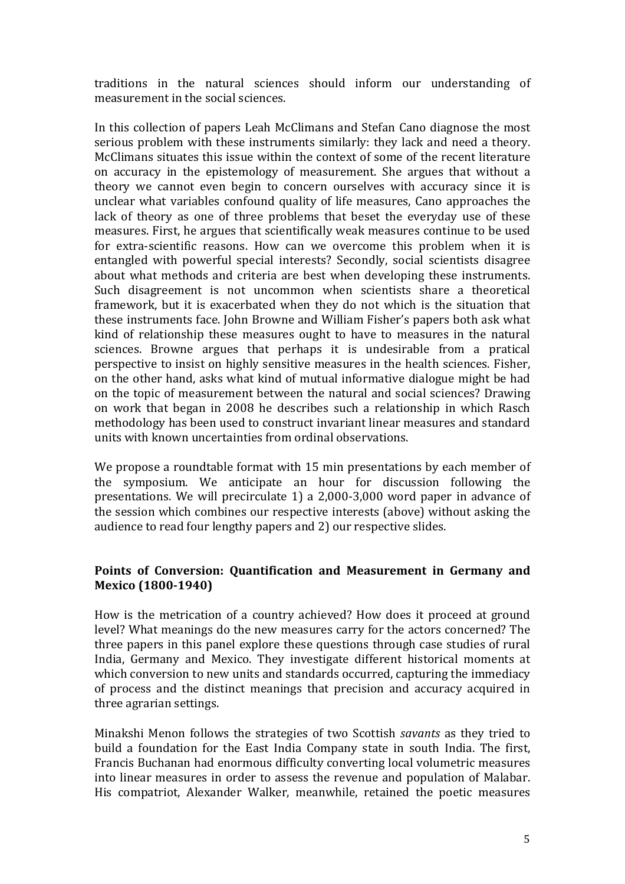traditions in the natural sciences should inform our understanding of measurement in the social sciences.

In this collection of papers Leah McClimans and Stefan Cano diagnose the most serious problem with these instruments similarly: they lack and need a theory. McClimans situates this issue within the context of some of the recent literature on accuracy in the epistemology of measurement. She argues that without a theory we cannot even begin to concern ourselves with accuracy since it is unclear what variables confound quality of life measures, Cano approaches the lack of theory as one of three problems that beset the everyday use of these measures. First, he argues that scientifically weak measures continue to be used for extra-scientific reasons. How can we overcome this problem when it is entangled with powerful special interests? Secondly, social scientists disagree about what methods and criteria are best when developing these instruments. Such disagreement is not uncommon when scientists share a theoretical framework, but it is exacerbated when they do not which is the situation that these instruments face. John Browne and William Fisher's papers both ask what kind of relationship these measures ought to have to measures in the natural sciences. Browne argues that perhaps it is undesirable from a pratical perspective to insist on highly sensitive measures in the health sciences. Fisher, on the other hand, asks what kind of mutual informative dialogue might be had on the topic of measurement between the natural and social sciences? Drawing on work that began in 2008 he describes such a relationship in which Rasch methodology has been used to construct invariant linear measures and standard units with known uncertainties from ordinal observations.

We propose a roundtable format with 15 min presentations by each member of the symposium. We anticipate an hour for discussion following the presentations. We will precirculate 1) a 2,000-3,000 word paper in advance of the session which combines our respective interests (above) without asking the audience to read four lengthy papers and 2) our respective slides.

**Points of Conversion: Quantification and Measurement in Germany and Mexico (1800-1940)**

How is the metrication of a country achieved? How does it proceed at ground level? What meanings do the new measures carry for the actors concerned? The three papers in this panel explore these questions through case studies of rural India, Germany and Mexico. They investigate different historical moments at which conversion to new units and standards occurred, capturing the immediacy of process and the distinct meanings that precision and accuracy acquired in three agrarian settings.

Minakshi Menon follows the strategies of two Scottish *savants* as they tried to build a foundation for the East India Company state in south India. The first, Francis Buchanan had enormous difficulty converting local volumetric measures into linear measures in order to assess the revenue and population of Malabar. His compatriot, Alexander Walker, meanwhile, retained the poetic measures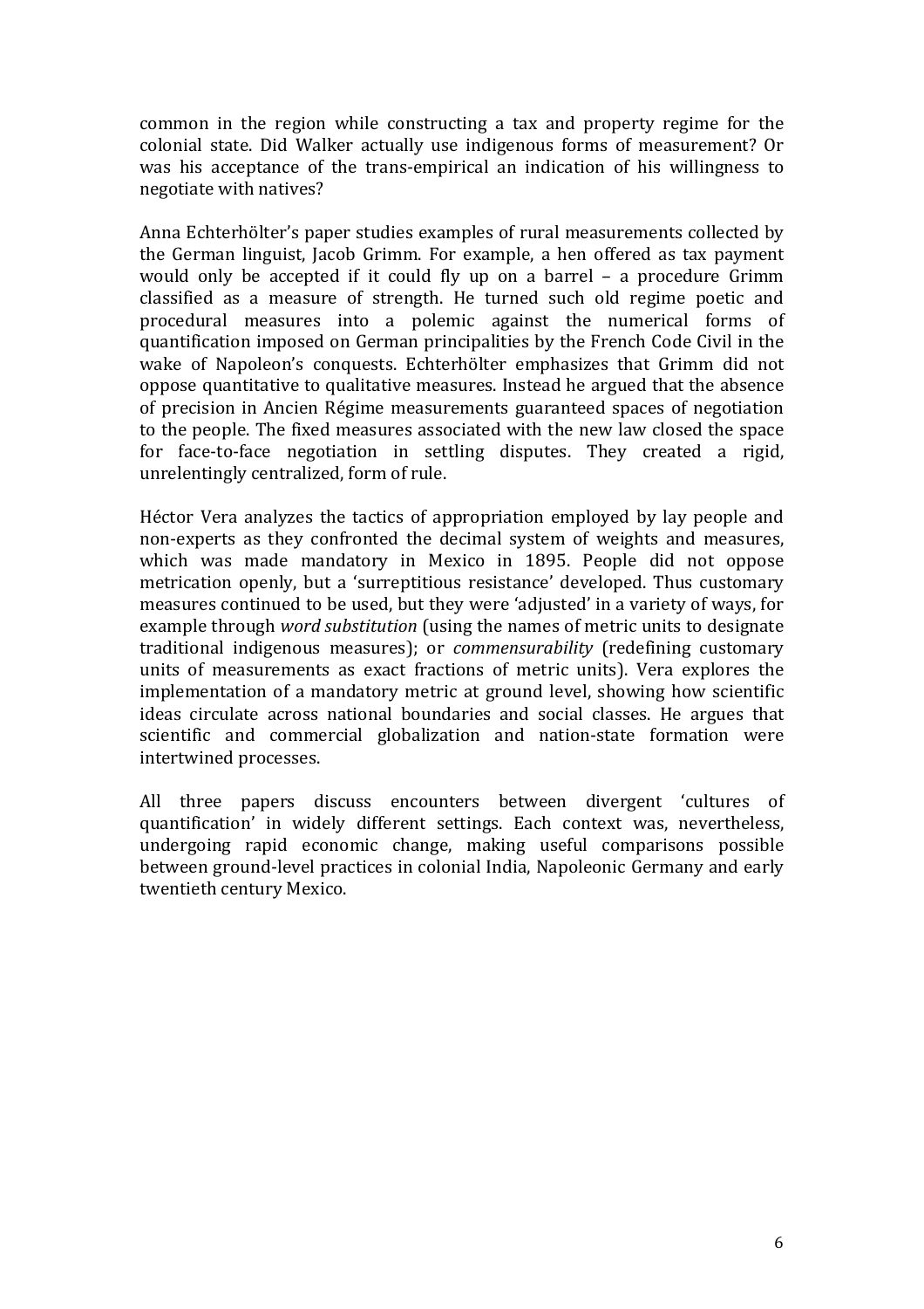common in the region while constructing a tax and property regime for the colonial state. Did Walker actually use indigenous forms of measurement? Or was his acceptance of the trans-empirical an indication of his willingness to negotiate with natives?

Anna Echterhölter's paper studies examples of rural measurements collected by the German linguist, Jacob Grimm. For example, a hen offered as tax payment would only be accepted if it could fly up on a barrel – a procedure Grimm classified as a measure of strength. He turned such old regime poetic and procedural measures into a polemic against the numerical forms of quantification imposed on German principalities by the French Code Civil in the wake of Napoleon's conquests. Echterhölter emphasizes that Grimm did not oppose quantitative to qualitative measures. Instead he argued that the absence of precision in Ancien Régime measurements guaranteed spaces of negotiation to the people. The fixed measures associated with the new law closed the space for face-to-face negotiation in settling disputes. They created a rigid, unrelentingly centralized, form of rule.

Héctor Vera analyzes the tactics of appropriation employed by lay people and non-experts as they confronted the decimal system of weights and measures, which was made mandatory in Mexico in 1895. People did not oppose metrication openly, but a 'surreptitious resistance' developed. Thus customary measures continued to be used, but they were 'adjusted' in a variety of ways, for example through *word substitution* (using the names of metric units to designate traditional indigenous measures); or *commensurability* (redefining customary units of measurements as exact fractions of metric units). Vera explores the implementation of a mandatory metric at ground level, showing how scientific ideas circulate across national boundaries and social classes. He argues that scientific and commercial globalization and nation-state formation were intertwined processes.

All three papers discuss encounters between divergent 'cultures of quantification' in widely different settings. Each context was, nevertheless, undergoing rapid economic change, making useful comparisons possible between ground-level practices in colonial India, Napoleonic Germany and early twentieth century Mexico.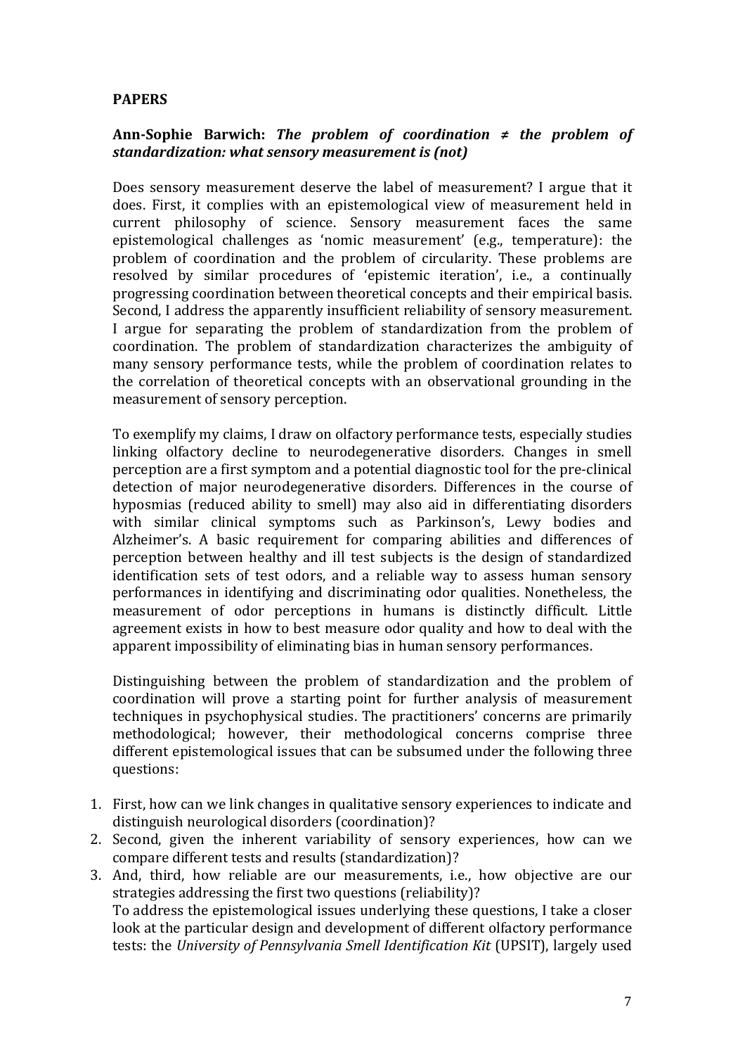**PAPERS**

**Ann-Sophie Barwich: *The problem of coordination ≠ the problem of standardization: what sensory measurement is (not)***

Does sensory measurement deserve the label of measurement? I argue that it does. First, it complies with an epistemological view of measurement held in current philosophy of science. Sensory measurement faces the same epistemological challenges as 'nomic measurement' (e.g., temperature): the problem of coordination and the problem of circularity. These problems are resolved by similar procedures of 'epistemic iteration', i.e., a continually progressing coordination between theoretical concepts and their empirical basis. Second, I address the apparently insufficient reliability of sensory measurement. I argue for separating the problem of standardization from the problem of coordination. The problem of standardization characterizes the ambiguity of many sensory performance tests, while the problem of coordination relates to the correlation of theoretical concepts with an observational grounding in the measurement of sensory perception.

To exemplify my claims, I draw on olfactory performance tests, especially studies linking olfactory decline to neurodegenerative disorders. Changes in smell perception are a first symptom and a potential diagnostic tool for the pre-clinical detection of major neurodegenerative disorders. Differences in the course of hyposmias (reduced ability to smell) may also aid in differentiating disorders with similar clinical symptoms such as Parkinson's, Lewy bodies and Alzheimer's. A basic requirement for comparing abilities and differences of perception between healthy and ill test subjects is the design of standardized identification sets of test odors, and a reliable way to assess human sensory performances in identifying and discriminating odor qualities. Nonetheless, the measurement of odor perceptions in humans is distinctly difficult. Little agreement exists in how to best measure odor quality and how to deal with the apparent impossibility of eliminating bias in human sensory performances.

Distinguishing between the problem of standardization and the problem of coordination will prove a starting point for further analysis of measurement techniques in psychophysical studies. The practitioners' concerns are primarily methodological; however, their methodological concerns comprise three different epistemological issues that can be subsumed under the following three questions:

1. First, how can we link changes in qualitative sensory experiences to indicate and distinguish neurological disorders (coordination)?
2. Second, given the inherent variability of sensory experiences, how can we compare different tests and results (standardization)?
3. And, third, how reliable are our measurements, i.e., how objective are our strategies addressing the first two questions (reliability)?
   To address the epistemological issues underlying these questions, I take a closer look at the particular design and development of different olfactory performance tests: the *University of Pennsylvania Smell Identification Kit* (UPSIT), largely used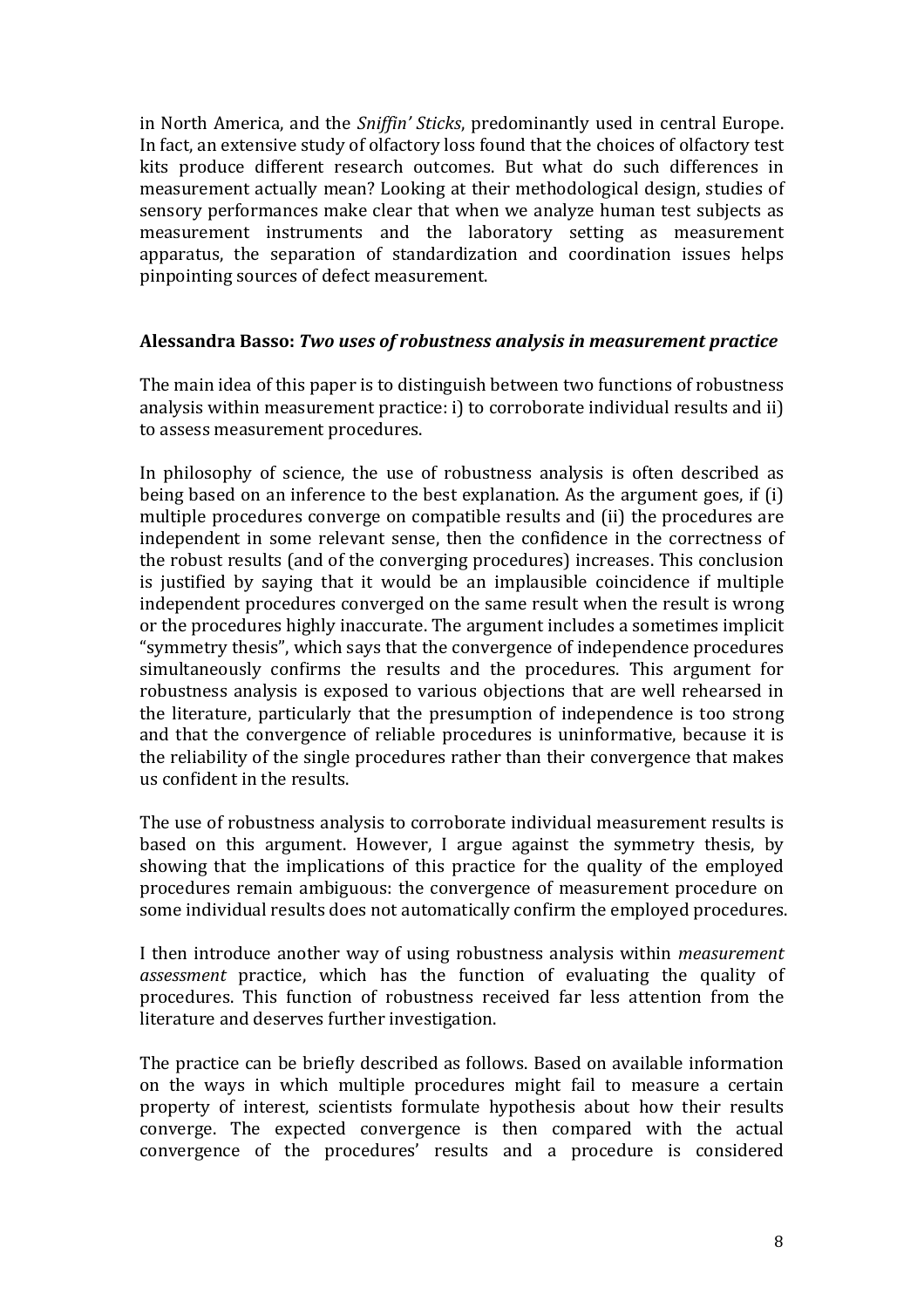in North America, and the *Sniffin' Sticks*, predominantly used in central Europe. In fact, an extensive study of olfactory loss found that the choices of olfactory test kits produce different research outcomes. But what do such differences in measurement actually mean? Looking at their methodological design, studies of sensory performances make clear that when we analyze human test subjects as measurement instruments and the laboratory setting as measurement apparatus, the separation of standardization and coordination issues helps pinpointing sources of defect measurement.

### Alessandra Basso: *Two uses of robustness analysis in measurement practice*

The main idea of this paper is to distinguish between two functions of robustness analysis within measurement practice: i) to corroborate individual results and ii) to assess measurement procedures.

In philosophy of science, the use of robustness analysis is often described as being based on an inference to the best explanation. As the argument goes, if (i) multiple procedures converge on compatible results and (ii) the procedures are independent in some relevant sense, then the confidence in the correctness of the robust results (and of the converging procedures) increases. This conclusion is justified by saying that it would be an implausible coincidence if multiple independent procedures converged on the same result when the result is wrong or the procedures highly inaccurate. The argument includes a sometimes implicit "symmetry thesis", which says that the convergence of independence procedures simultaneously confirms the results and the procedures. This argument for robustness analysis is exposed to various objections that are well rehearsed in the literature, particularly that the presumption of independence is too strong and that the convergence of reliable procedures is uninformative, because it is the reliability of the single procedures rather than their convergence that makes us confident in the results.

The use of robustness analysis to corroborate individual measurement results is based on this argument. However, I argue against the symmetry thesis, by showing that the implications of this practice for the quality of the employed procedures remain ambiguous: the convergence of measurement procedure on some individual results does not automatically confirm the employed procedures.

I then introduce another way of using robustness analysis within *measurement assessment* practice, which has the function of evaluating the quality of procedures. This function of robustness received far less attention from the literature and deserves further investigation.

The practice can be briefly described as follows. Based on available information on the ways in which multiple procedures might fail to measure a certain property of interest, scientists formulate hypothesis about how their results converge. The expected convergence is then compared with the actual convergence of the procedures' results and a procedure is considered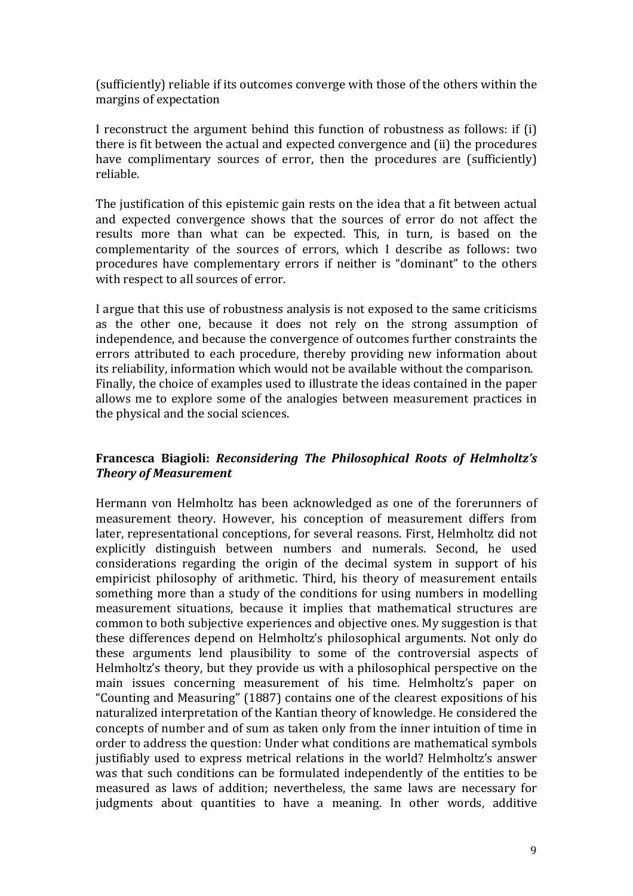(sufficiently) reliable if its outcomes converge with those of the others within the margins of expectation

I reconstruct the argument behind this function of robustness as follows: if (i) there is fit between the actual and expected convergence and (ii) the procedures have complimentary sources of error, then the procedures are (sufficiently) reliable.

The justification of this epistemic gain rests on the idea that a fit between actual and expected convergence shows that the sources of error do not affect the results more than what can be expected. This, in turn, is based on the complementarity of the sources of errors, which I describe as follows: two procedures have complementary errors if neither is "dominant" to the others with respect to all sources of error.

I argue that this use of robustness analysis is not exposed to the same criticisms as the other one, because it does not rely on the strong assumption of independence, and because the convergence of outcomes further constraints the errors attributed to each procedure, thereby providing new information about its reliability, information which would not be available without the comparison. Finally, the choice of examples used to illustrate the ideas contained in the paper allows me to explore some of the analogies between measurement practices in the physical and the social sciences.

### Francesca Biagioli: *Reconsidering The Philosophical Roots of Helmholtz's Theory of Measurement*

Hermann von Helmholtz has been acknowledged as one of the forerunners of measurement theory. However, his conception of measurement differs from later, representational conceptions, for several reasons. First, Helmholtz did not explicitly distinguish between numbers and numerals. Second, he used considerations regarding the origin of the decimal system in support of his empiricist philosophy of arithmetic. Third, his theory of measurement entails something more than a study of the conditions for using numbers in modelling measurement situations, because it implies that mathematical structures are common to both subjective experiences and objective ones. My suggestion is that these differences depend on Helmholtz's philosophical arguments. Not only do these arguments lend plausibility to some of the controversial aspects of Helmholtz's theory, but they provide us with a philosophical perspective on the main issues concerning measurement of his time. Helmholtz's paper on "Counting and Measuring" (1887) contains one of the clearest expositions of his naturalized interpretation of the Kantian theory of knowledge. He considered the concepts of number and of sum as taken only from the inner intuition of time in order to address the question: Under what conditions are mathematical symbols justifiably used to express metrical relations in the world? Helmholtz's answer was that such conditions can be formulated independently of the entities to be measured as laws of addition; nevertheless, the same laws are necessary for judgments about quantities to have a meaning. In other words, additive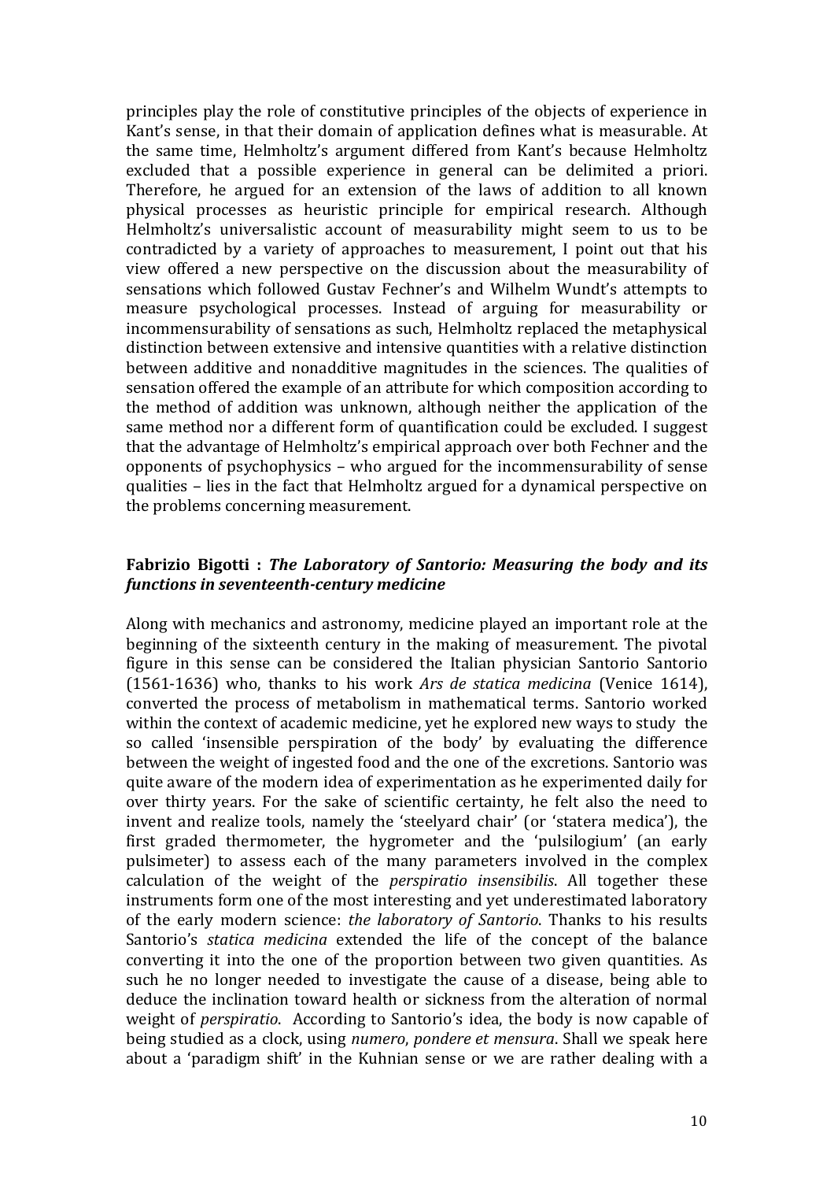principles play the role of constitutive principles of the objects of experience in Kant's sense, in that their domain of application defines what is measurable. At the same time, Helmholtz's argument differed from Kant's because Helmholtz excluded that a possible experience in general can be delimited a priori. Therefore, he argued for an extension of the laws of addition to all known physical processes as heuristic principle for empirical research. Although Helmholtz's universalistic account of measurability might seem to us to be contradicted by a variety of approaches to measurement, I point out that his view offered a new perspective on the discussion about the measurability of sensations which followed Gustav Fechner's and Wilhelm Wundt's attempts to measure psychological processes. Instead of arguing for measurability or incommensurability of sensations as such, Helmholtz replaced the metaphysical distinction between extensive and intensive quantities with a relative distinction between additive and nonadditive magnitudes in the sciences. The qualities of sensation offered the example of an attribute for which composition according to the method of addition was unknown, although neither the application of the same method nor a different form of quantification could be excluded. I suggest that the advantage of Helmholtz's empirical approach over both Fechner and the opponents of psychophysics – who argued for the incommensurability of sense qualities – lies in the fact that Helmholtz argued for a dynamical perspective on the problems concerning measurement.

### Fabrizio Bigotti : *The Laboratory of Santorio: Measuring the body and its functions in seventeenth-century medicine*

Along with mechanics and astronomy, medicine played an important role at the beginning of the sixteenth century in the making of measurement. The pivotal figure in this sense can be considered the Italian physician Santorio Santorio (1561-1636) who, thanks to his work *Ars de statica medicina* (Venice 1614), converted the process of metabolism in mathematical terms. Santorio worked within the context of academic medicine, yet he explored new ways to study the so called 'insensible perspiration of the body' by evaluating the difference between the weight of ingested food and the one of the excretions. Santorio was quite aware of the modern idea of experimentation as he experimented daily for over thirty years. For the sake of scientific certainty, he felt also the need to invent and realize tools, namely the 'steelyard chair' (or 'statera medica'), the first graded thermometer, the hygrometer and the 'pulsilogium' (an early pulsimeter) to assess each of the many parameters involved in the complex calculation of the weight of the *perspiratio insensibilis*. All together these instruments form one of the most interesting and yet underestimated laboratory of the early modern science: *the laboratory of Santorio*. Thanks to his results Santorio's *statica medicina* extended the life of the concept of the balance converting it into the one of the proportion between two given quantities. As such he no longer needed to investigate the cause of a disease, being able to deduce the inclination toward health or sickness from the alteration of normal weight of *perspiratio*. According to Santorio's idea, the body is now capable of being studied as a clock, using *numero*, *pondere et mensura*. Shall we speak here about a 'paradigm shift' in the Kuhnian sense or we are rather dealing with a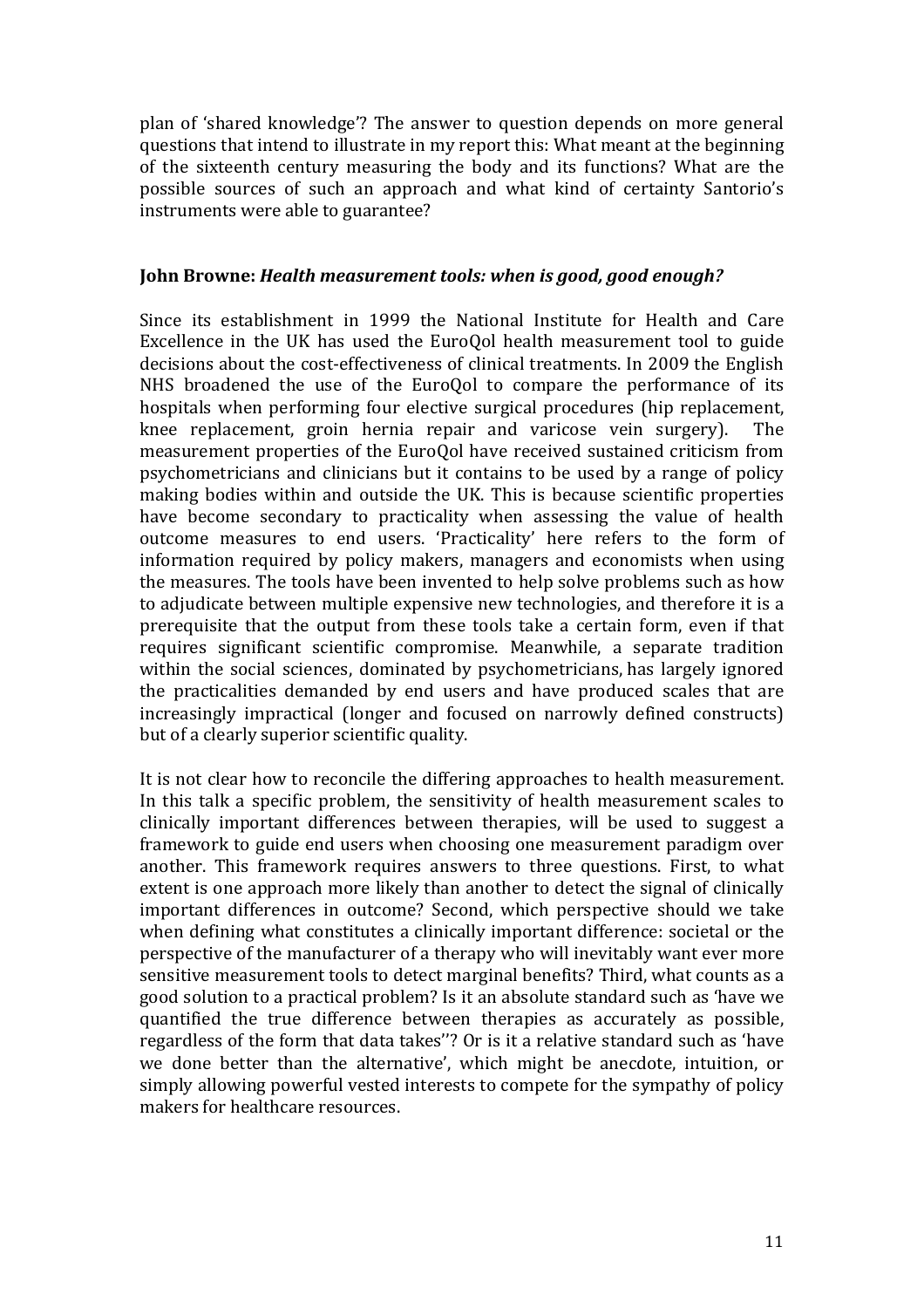plan of 'shared knowledge'? The answer to question depends on more general questions that intend to illustrate in my report this: What meant at the beginning of the sixteenth century measuring the body and its functions? What are the possible sources of such an approach and what kind of certainty Santorio's instruments were able to guarantee?

### John Browne: *Health measurement tools: when is good, good enough?*

Since its establishment in 1999 the National Institute for Health and Care Excellence in the UK has used the EuroQol health measurement tool to guide decisions about the cost-effectiveness of clinical treatments. In 2009 the English NHS broadened the use of the EuroQol to compare the performance of its hospitals when performing four elective surgical procedures (hip replacement, knee replacement, groin hernia repair and varicose vein surgery). The measurement properties of the EuroQol have received sustained criticism from psychometricians and clinicians but it contains to be used by a range of policy making bodies within and outside the UK. This is because scientific properties have become secondary to practicality when assessing the value of health outcome measures to end users. 'Practicality' here refers to the form of information required by policy makers, managers and economists when using the measures. The tools have been invented to help solve problems such as how to adjudicate between multiple expensive new technologies, and therefore it is a prerequisite that the output from these tools take a certain form, even if that requires significant scientific compromise. Meanwhile, a separate tradition within the social sciences, dominated by psychometricians, has largely ignored the practicalities demanded by end users and have produced scales that are increasingly impractical (longer and focused on narrowly defined constructs) but of a clearly superior scientific quality.

It is not clear how to reconcile the differing approaches to health measurement. In this talk a specific problem, the sensitivity of health measurement scales to clinically important differences between therapies, will be used to suggest a framework to guide end users when choosing one measurement paradigm over another. This framework requires answers to three questions. First, to what extent is one approach more likely than another to detect the signal of clinically important differences in outcome? Second, which perspective should we take when defining what constitutes a clinically important difference: societal or the perspective of the manufacturer of a therapy who will inevitably want ever more sensitive measurement tools to detect marginal benefits? Third, what counts as a good solution to a practical problem? Is it an absolute standard such as 'have we quantified the true difference between therapies as accurately as possible, regardless of the form that data takes''? Or is it a relative standard such as 'have we done better than the alternative', which might be anecdote, intuition, or simply allowing powerful vested interests to compete for the sympathy of policy makers for healthcare resources.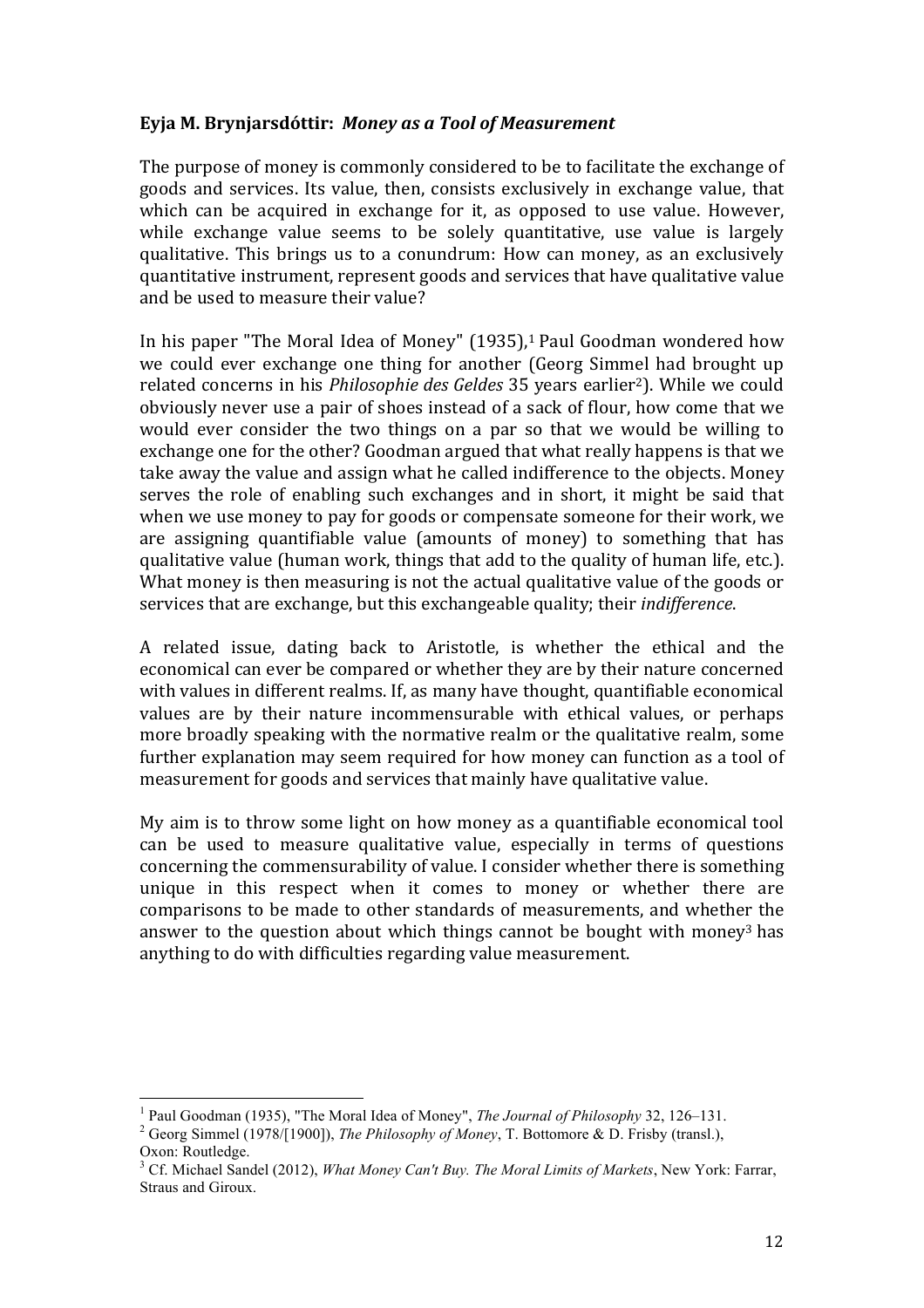**Eyja M. Brynjarsdóttir: *Money as a Tool of Measurement***

The purpose of money is commonly considered to be to facilitate the exchange of goods and services. Its value, then, consists exclusively in exchange value, that which can be acquired in exchange for it, as opposed to use value. However, while exchange value seems to be solely quantitative, use value is largely qualitative. This brings us to a conundrum: How can money, as an exclusively quantitative instrument, represent goods and services that have qualitative value and be used to measure their value?

In his paper "The Moral Idea of Money" (1935),[1] Paul Goodman wondered how we could ever exchange one thing for another (Georg Simmel had brought up related concerns in his *Philosophie des Geldes* 35 years earlier[2]). While we could obviously never use a pair of shoes instead of a sack of flour, how come that we would ever consider the two things on a par so that we would be willing to exchange one for the other? Goodman argued that what really happens is that we take away the value and assign what he called indifference to the objects. Money serves the role of enabling such exchanges and in short, it might be said that when we use money to pay for goods or compensate someone for their work, we are assigning quantifiable value (amounts of money) to something that has qualitative value (human work, things that add to the quality of human life, etc.). What money is then measuring is not the actual qualitative value of the goods or services that are exchange, but this exchangeable quality; their *indifference*.

A related issue, dating back to Aristotle, is whether the ethical and the economical can ever be compared or whether they are by their nature concerned with values in different realms. If, as many have thought, quantifiable economical values are by their nature incommensurable with ethical values, or perhaps more broadly speaking with the normative realm or the qualitative realm, some further explanation may seem required for how money can function as a tool of measurement for goods and services that mainly have qualitative value.

My aim is to throw some light on how money as a quantifiable economical tool can be used to measure qualitative value, especially in terms of questions concerning the commensurability of value. I consider whether there is something unique in this respect when it comes to money or whether there are comparisons to be made to other standards of measurements, and whether the answer to the question about which things cannot be bought with money[3] has anything to do with difficulties regarding value measurement.

---

[1] Paul Goodman (1935), "The Moral Idea of Money", *The Journal of Philosophy* 32, 126–131.

[2] Georg Simmel (1978/[1900]), *The Philosophy of Money*, T. Bottomore & D. Frisby (transl.), Oxon: Routledge.

[3] Cf. Michael Sandel (2012), *What Money Can't Buy. The Moral Limits of Markets*, New York: Farrar, Straus and Giroux.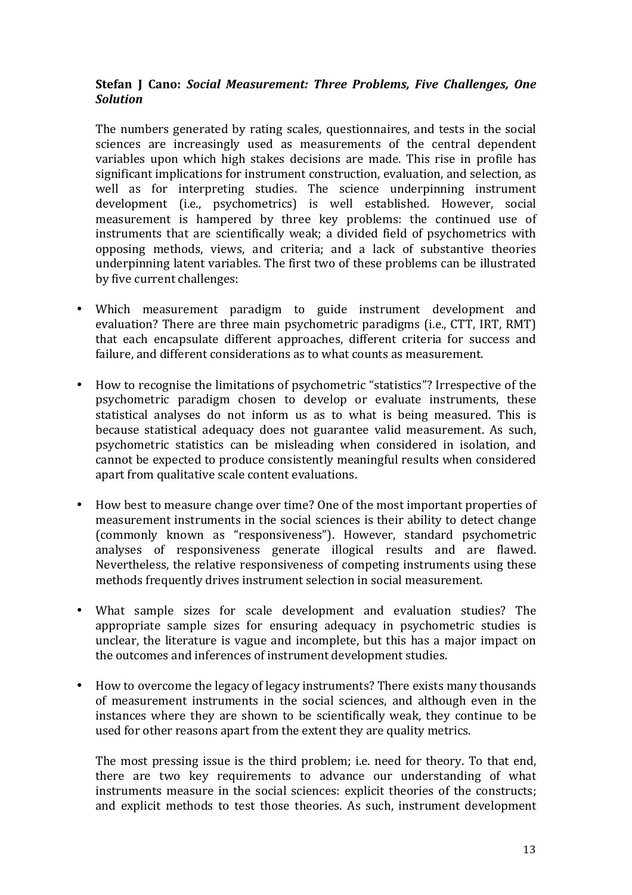**Stefan J Cano:** ***Social Measurement: Three Problems, Five Challenges, One Solution***

The numbers generated by rating scales, questionnaires, and tests in the social sciences are increasingly used as measurements of the central dependent variables upon which high stakes decisions are made. This rise in profile has significant implications for instrument construction, evaluation, and selection, as well as for interpreting studies. The science underpinning instrument development (i.e., psychometrics) is well established. However, social measurement is hampered by three key problems: the continued use of instruments that are scientifically weak; a divided field of psychometrics with opposing methods, views, and criteria; and a lack of substantive theories underpinning latent variables. The first two of these problems can be illustrated by five current challenges:

- Which measurement paradigm to guide instrument development and evaluation? There are three main psychometric paradigms (i.e., CTT, IRT, RMT) that each encapsulate different approaches, different criteria for success and failure, and different considerations as to what counts as measurement.
- How to recognise the limitations of psychometric "statistics"? Irrespective of the psychometric paradigm chosen to develop or evaluate instruments, these statistical analyses do not inform us as to what is being measured. This is because statistical adequacy does not guarantee valid measurement. As such, psychometric statistics can be misleading when considered in isolation, and cannot be expected to produce consistently meaningful results when considered apart from qualitative scale content evaluations.
- How best to measure change over time? One of the most important properties of measurement instruments in the social sciences is their ability to detect change (commonly known as "responsiveness"). However, standard psychometric analyses of responsiveness generate illogical results and are flawed. Nevertheless, the relative responsiveness of competing instruments using these methods frequently drives instrument selection in social measurement.
- What sample sizes for scale development and evaluation studies? The appropriate sample sizes for ensuring adequacy in psychometric studies is unclear, the literature is vague and incomplete, but this has a major impact on the outcomes and inferences of instrument development studies.
- How to overcome the legacy of legacy instruments? There exists many thousands of measurement instruments in the social sciences, and although even in the instances where they are shown to be scientifically weak, they continue to be used for other reasons apart from the extent they are quality metrics.

The most pressing issue is the third problem; i.e. need for theory. To that end, there are two key requirements to advance our understanding of what instruments measure in the social sciences: explicit theories of the constructs; and explicit methods to test those theories. As such, instrument development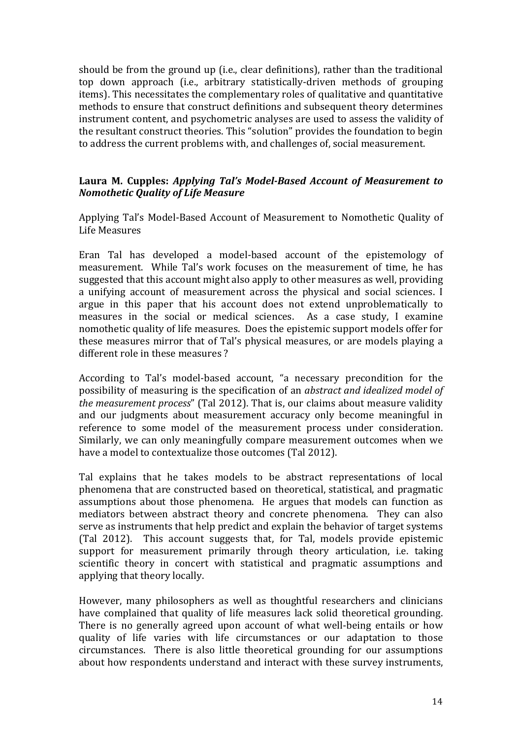should be from the ground up (i.e., clear definitions), rather than the traditional top down approach (i.e., arbitrary statistically-driven methods of grouping items). This necessitates the complementary roles of qualitative and quantitative methods to ensure that construct definitions and subsequent theory determines instrument content, and psychometric analyses are used to assess the validity of the resultant construct theories. This "solution" provides the foundation to begin to address the current problems with, and challenges of, social measurement.

**Laura M. Cupples:** ***Applying Tal's Model-Based Account of Measurement to Nomothetic Quality of Life Measure***

Applying Tal's Model-Based Account of Measurement to Nomothetic Quality of Life Measures

Eran Tal has developed a model-based account of the epistemology of measurement. While Tal's work focuses on the measurement of time, he has suggested that this account might also apply to other measures as well, providing a unifying account of measurement across the physical and social sciences. I argue in this paper that his account does not extend unproblematically to measures in the social or medical sciences. As a case study, I examine nomothetic quality of life measures. Does the epistemic support models offer for these measures mirror that of Tal's physical measures, or are models playing a different role in these measures ?

According to Tal's model-based account, "a necessary precondition for the possibility of measuring is the specification of an *abstract and idealized model of the measurement process*" (Tal 2012). That is, our claims about measure validity and our judgments about measurement accuracy only become meaningful in reference to some model of the measurement process under consideration. Similarly, we can only meaningfully compare measurement outcomes when we have a model to contextualize those outcomes (Tal 2012).

Tal explains that he takes models to be abstract representations of local phenomena that are constructed based on theoretical, statistical, and pragmatic assumptions about those phenomena. He argues that models can function as mediators between abstract theory and concrete phenomena. They can also serve as instruments that help predict and explain the behavior of target systems (Tal 2012). This account suggests that, for Tal, models provide epistemic support for measurement primarily through theory articulation, i.e. taking scientific theory in concert with statistical and pragmatic assumptions and applying that theory locally.

However, many philosophers as well as thoughtful researchers and clinicians have complained that quality of life measures lack solid theoretical grounding. There is no generally agreed upon account of what well-being entails or how quality of life varies with life circumstances or our adaptation to those circumstances. There is also little theoretical grounding for our assumptions about how respondents understand and interact with these survey instruments,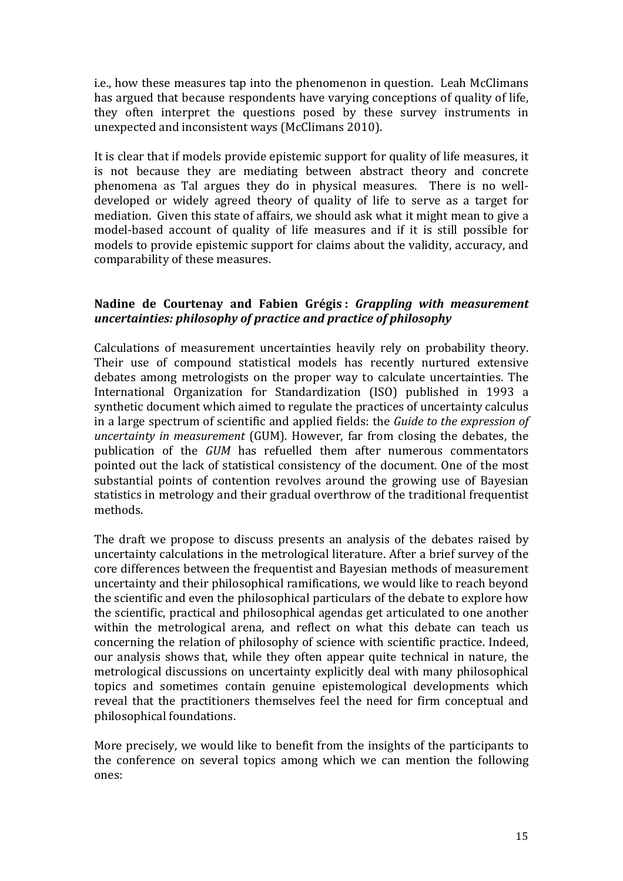i.e., how these measures tap into the phenomenon in question. Leah McClimans has argued that because respondents have varying conceptions of quality of life, they often interpret the questions posed by these survey instruments in unexpected and inconsistent ways (McClimans 2010).

It is clear that if models provide epistemic support for quality of life measures, it is not because they are mediating between abstract theory and concrete phenomena as Tal argues they do in physical measures. There is no well-developed or widely agreed theory of quality of life to serve as a target for mediation. Given this state of affairs, we should ask what it might mean to give a model-based account of quality of life measures and if it is still possible for models to provide epistemic support for claims about the validity, accuracy, and comparability of these measures.

### Nadine de Courtenay and Fabien Grégis : *Grappling with measurement uncertainties: philosophy of practice and practice of philosophy*

Calculations of measurement uncertainties heavily rely on probability theory. Their use of compound statistical models has recently nurtured extensive debates among metrologists on the proper way to calculate uncertainties. The International Organization for Standardization (ISO) published in 1993 a synthetic document which aimed to regulate the practices of uncertainty calculus in a large spectrum of scientific and applied fields: the *Guide to the expression of uncertainty in measurement* (GUM). However, far from closing the debates, the publication of the *GUM* has refuelled them after numerous commentators pointed out the lack of statistical consistency of the document. One of the most substantial points of contention revolves around the growing use of Bayesian statistics in metrology and their gradual overthrow of the traditional frequentist methods.

The draft we propose to discuss presents an analysis of the debates raised by uncertainty calculations in the metrological literature. After a brief survey of the core differences between the frequentist and Bayesian methods of measurement uncertainty and their philosophical ramifications, we would like to reach beyond the scientific and even the philosophical particulars of the debate to explore how the scientific, practical and philosophical agendas get articulated to one another within the metrological arena, and reflect on what this debate can teach us concerning the relation of philosophy of science with scientific practice. Indeed, our analysis shows that, while they often appear quite technical in nature, the metrological discussions on uncertainty explicitly deal with many philosophical topics and sometimes contain genuine epistemological developments which reveal that the practitioners themselves feel the need for firm conceptual and philosophical foundations.

More precisely, we would like to benefit from the insights of the participants to the conference on several topics among which we can mention the following ones: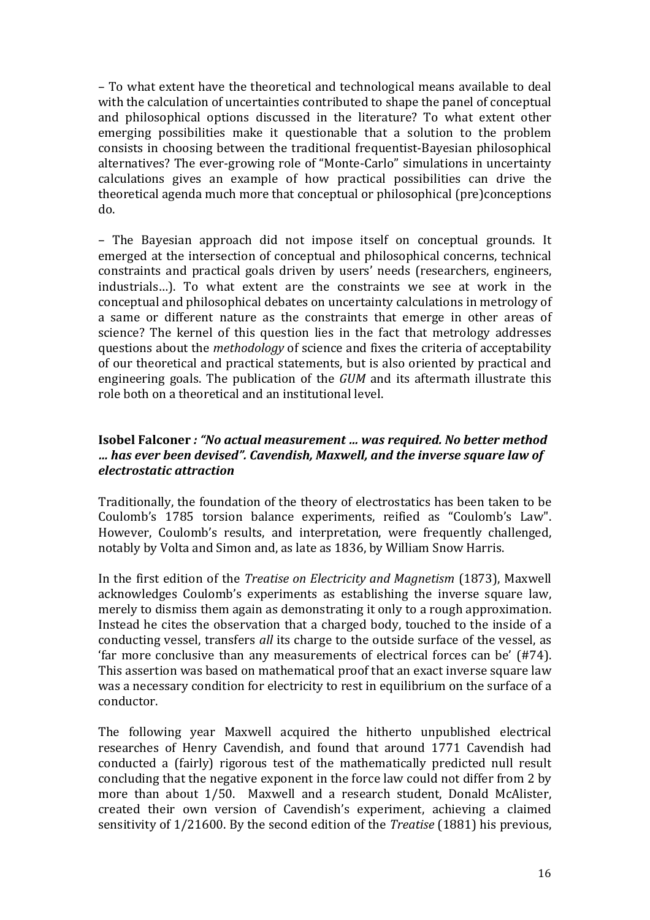– To what extent have the theoretical and technological means available to deal with the calculation of uncertainties contributed to shape the panel of conceptual and philosophical options discussed in the literature? To what extent other emerging possibilities make it questionable that a solution to the problem consists in choosing between the traditional frequentist-Bayesian philosophical alternatives? The ever-growing role of "Monte-Carlo" simulations in uncertainty calculations gives an example of how practical possibilities can drive the theoretical agenda much more that conceptual or philosophical (pre)conceptions do.

– The Bayesian approach did not impose itself on conceptual grounds. It emerged at the intersection of conceptual and philosophical concerns, technical constraints and practical goals driven by users' needs (researchers, engineers, industrials…). To what extent are the constraints we see at work in the conceptual and philosophical debates on uncertainty calculations in metrology of a same or different nature as the constraints that emerge in other areas of science? The kernel of this question lies in the fact that metrology addresses questions about the *methodology* of science and fixes the criteria of acceptability of our theoretical and practical statements, but is also oriented by practical and engineering goals. The publication of the *GUM* and its aftermath illustrate this role both on a theoretical and an institutional level.

### **Isobel Falconer** *: "No actual measurement … was required. No better method … has ever been devised". Cavendish, Maxwell, and the inverse square law of electrostatic attraction*

Traditionally, the foundation of the theory of electrostatics has been taken to be Coulomb's 1785 torsion balance experiments, reified as "Coulomb's Law". However, Coulomb's results, and interpretation, were frequently challenged, notably by Volta and Simon and, as late as 1836, by William Snow Harris.

In the first edition of the *Treatise on Electricity and Magnetism* (1873), Maxwell acknowledges Coulomb's experiments as establishing the inverse square law, merely to dismiss them again as demonstrating it only to a rough approximation. Instead he cites the observation that a charged body, touched to the inside of a conducting vessel, transfers *all* its charge to the outside surface of the vessel, as 'far more conclusive than any measurements of electrical forces can be' (#74). This assertion was based on mathematical proof that an exact inverse square law was a necessary condition for electricity to rest in equilibrium on the surface of a conductor.

The following year Maxwell acquired the hitherto unpublished electrical researches of Henry Cavendish, and found that around 1771 Cavendish had conducted a (fairly) rigorous test of the mathematically predicted null result concluding that the negative exponent in the force law could not differ from 2 by more than about 1/50. Maxwell and a research student, Donald McAlister, created their own version of Cavendish's experiment, achieving a claimed sensitivity of 1/21600. By the second edition of the *Treatise* (1881) his previous,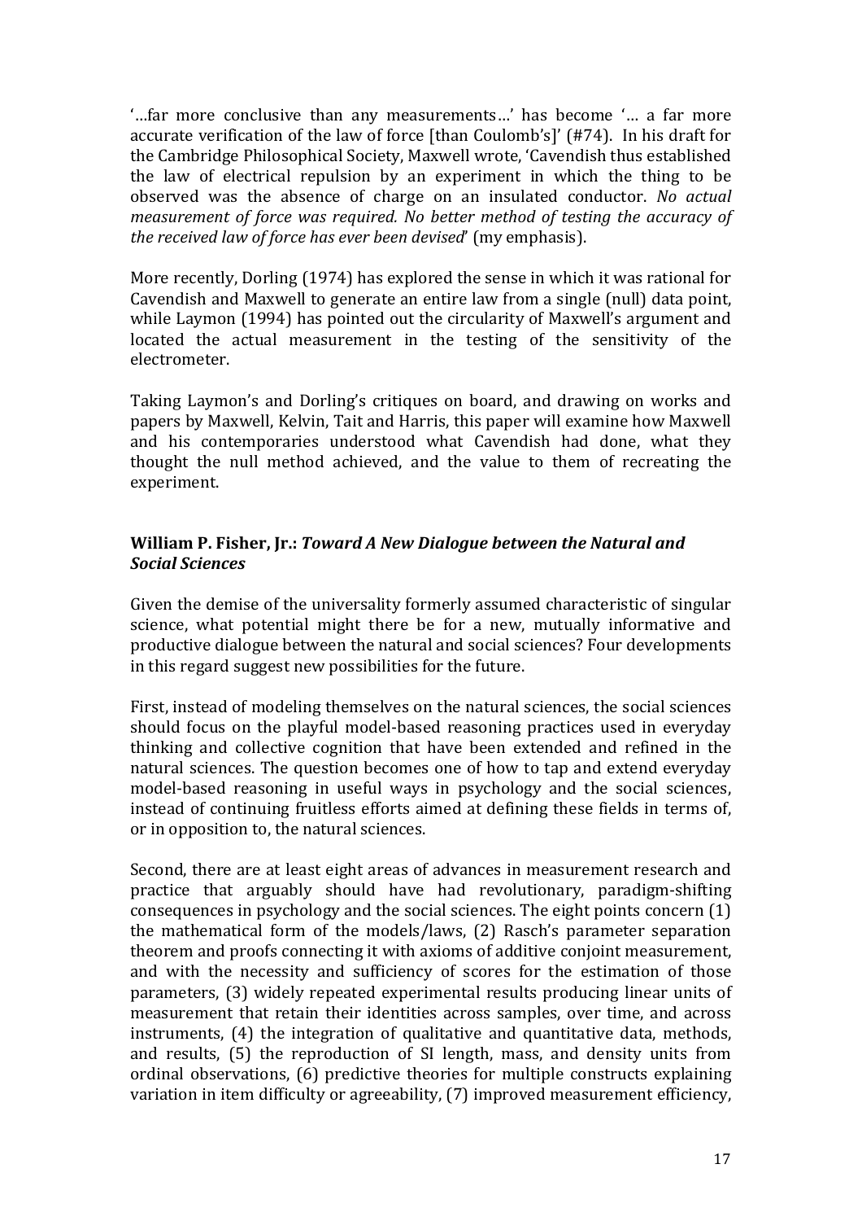'…far more conclusive than any measurements…' has become '… a far more accurate verification of the law of force [than Coulomb's]' (#74). In his draft for the Cambridge Philosophical Society, Maxwell wrote, 'Cavendish thus established the law of electrical repulsion by an experiment in which the thing to be observed was the absence of charge on an insulated conductor. *No actual measurement of force was required. No better method of testing the accuracy of the received law of force has ever been devised*' (my emphasis).

More recently, Dorling (1974) has explored the sense in which it was rational for Cavendish and Maxwell to generate an entire law from a single (null) data point, while Laymon (1994) has pointed out the circularity of Maxwell's argument and located the actual measurement in the testing of the sensitivity of the electrometer.

Taking Laymon's and Dorling's critiques on board, and drawing on works and papers by Maxwell, Kelvin, Tait and Harris, this paper will examine how Maxwell and his contemporaries understood what Cavendish had done, what they thought the null method achieved, and the value to them of recreating the experiment.

**William P. Fisher, Jr.: *Toward A New Dialogue between the Natural and Social Sciences***

Given the demise of the universality formerly assumed characteristic of singular science, what potential might there be for a new, mutually informative and productive dialogue between the natural and social sciences? Four developments in this regard suggest new possibilities for the future.

First, instead of modeling themselves on the natural sciences, the social sciences should focus on the playful model-based reasoning practices used in everyday thinking and collective cognition that have been extended and refined in the natural sciences. The question becomes one of how to tap and extend everyday model-based reasoning in useful ways in psychology and the social sciences, instead of continuing fruitless efforts aimed at defining these fields in terms of, or in opposition to, the natural sciences.

Second, there are at least eight areas of advances in measurement research and practice that arguably should have had revolutionary, paradigm-shifting consequences in psychology and the social sciences. The eight points concern (1) the mathematical form of the models/laws, (2) Rasch's parameter separation theorem and proofs connecting it with axioms of additive conjoint measurement, and with the necessity and sufficiency of scores for the estimation of those parameters, (3) widely repeated experimental results producing linear units of measurement that retain their identities across samples, over time, and across instruments, (4) the integration of qualitative and quantitative data, methods, and results, (5) the reproduction of SI length, mass, and density units from ordinal observations, (6) predictive theories for multiple constructs explaining variation in item difficulty or agreeability, (7) improved measurement efficiency,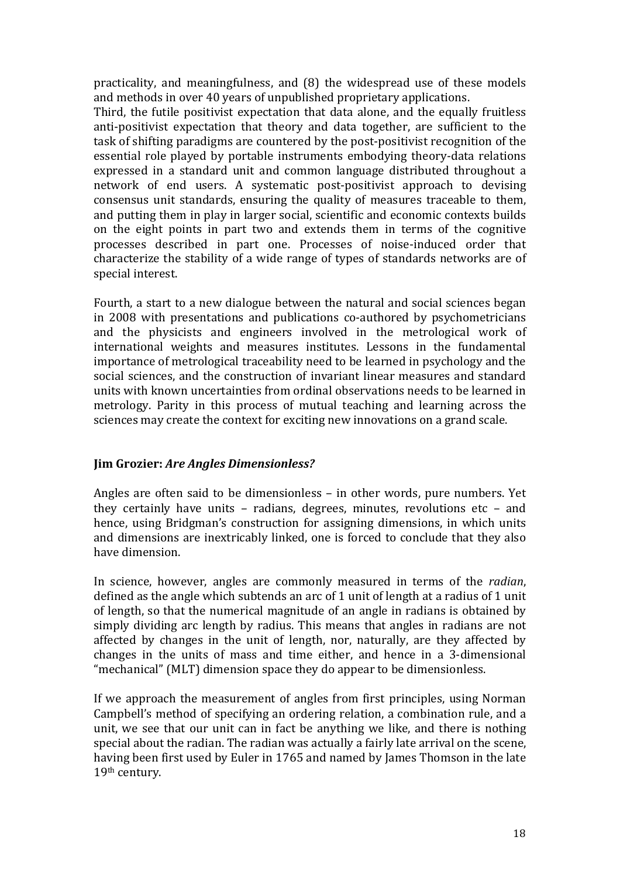practicality, and meaningfulness, and (8) the widespread use of these models and methods in over 40 years of unpublished proprietary applications.
Third, the futile positivist expectation that data alone, and the equally fruitless anti-positivist expectation that theory and data together, are sufficient to the task of shifting paradigms are countered by the post-positivist recognition of the essential role played by portable instruments embodying theory-data relations expressed in a standard unit and common language distributed throughout a network of end users. A systematic post-positivist approach to devising consensus unit standards, ensuring the quality of measures traceable to them, and putting them in play in larger social, scientific and economic contexts builds on the eight points in part two and extends them in terms of the cognitive processes described in part one. Processes of noise-induced order that characterize the stability of a wide range of types of standards networks are of special interest.

Fourth, a start to a new dialogue between the natural and social sciences began in 2008 with presentations and publications co-authored by psychometricians and the physicists and engineers involved in the metrological work of international weights and measures institutes. Lessons in the fundamental importance of metrological traceability need to be learned in psychology and the social sciences, and the construction of invariant linear measures and standard units with known uncertainties from ordinal observations needs to be learned in metrology. Parity in this process of mutual teaching and learning across the sciences may create the context for exciting new innovations on a grand scale.

### Jim Grozier: *Are Angles Dimensionless?*

Angles are often said to be dimensionless – in other words, pure numbers. Yet they certainly have units – radians, degrees, minutes, revolutions etc – and hence, using Bridgman's construction for assigning dimensions, in which units and dimensions are inextricably linked, one is forced to conclude that they also have dimension.

In science, however, angles are commonly measured in terms of the *radian*, defined as the angle which subtends an arc of 1 unit of length at a radius of 1 unit of length, so that the numerical magnitude of an angle in radians is obtained by simply dividing arc length by radius. This means that angles in radians are not affected by changes in the unit of length, nor, naturally, are they affected by changes in the units of mass and time either, and hence in a 3-dimensional "mechanical" (MLT) dimension space they do appear to be dimensionless.

If we approach the measurement of angles from first principles, using Norman Campbell's method of specifying an ordering relation, a combination rule, and a unit, we see that our unit can in fact be anything we like, and there is nothing special about the radian. The radian was actually a fairly late arrival on the scene, having been first used by Euler in 1765 and named by James Thomson in the late 19th century.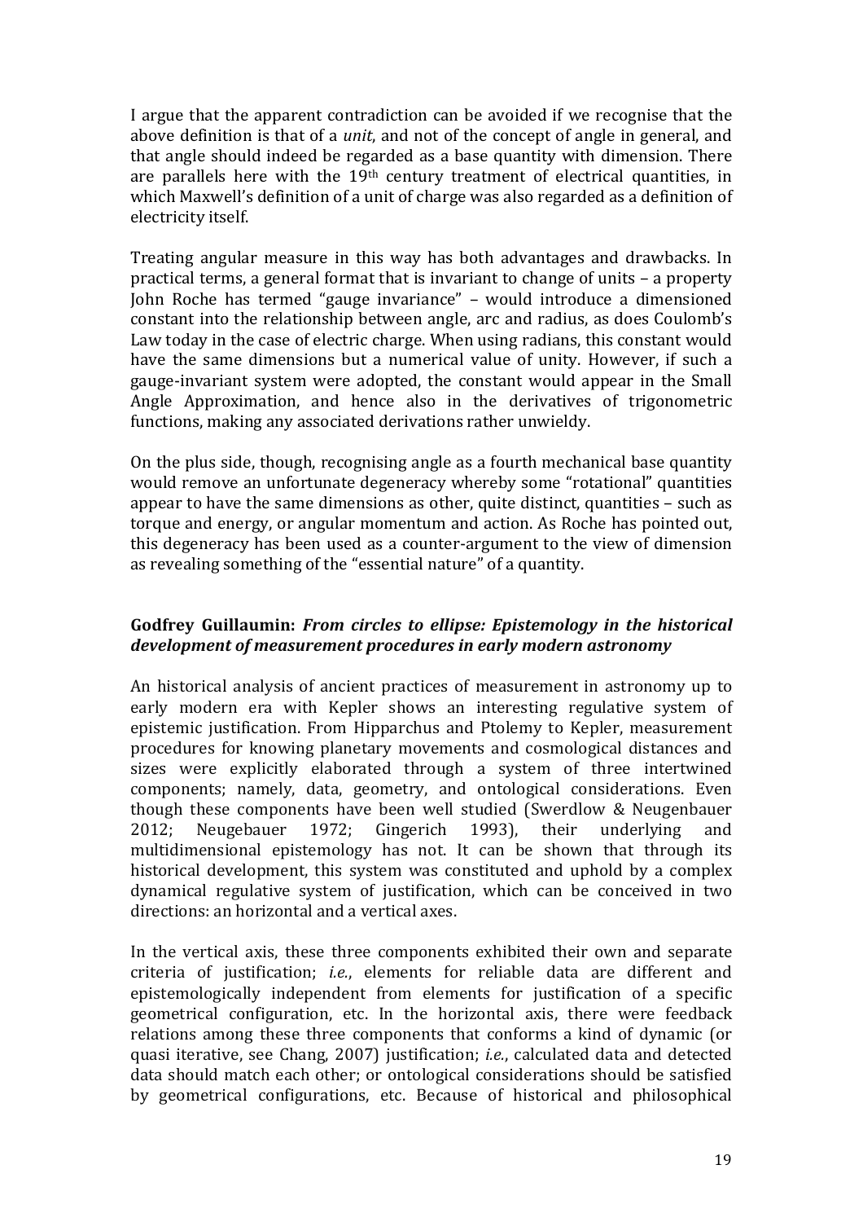I argue that the apparent contradiction can be avoided if we recognise that the above definition is that of a *unit*, and not of the concept of angle in general, and that angle should indeed be regarded as a base quantity with dimension. There are parallels here with the 19th century treatment of electrical quantities, in which Maxwell's definition of a unit of charge was also regarded as a definition of electricity itself.

Treating angular measure in this way has both advantages and drawbacks. In practical terms, a general format that is invariant to change of units – a property John Roche has termed "gauge invariance" – would introduce a dimensioned constant into the relationship between angle, arc and radius, as does Coulomb's Law today in the case of electric charge. When using radians, this constant would have the same dimensions but a numerical value of unity. However, if such a gauge-invariant system were adopted, the constant would appear in the Small Angle Approximation, and hence also in the derivatives of trigonometric functions, making any associated derivations rather unwieldy.

On the plus side, though, recognising angle as a fourth mechanical base quantity would remove an unfortunate degeneracy whereby some "rotational" quantities appear to have the same dimensions as other, quite distinct, quantities – such as torque and energy, or angular momentum and action. As Roche has pointed out, this degeneracy has been used as a counter-argument to the view of dimension as revealing something of the "essential nature" of a quantity.

### Godfrey Guillaumin: *From circles to ellipse: Epistemology in the historical development of measurement procedures in early modern astronomy*

An historical analysis of ancient practices of measurement in astronomy up to early modern era with Kepler shows an interesting regulative system of epistemic justification. From Hipparchus and Ptolemy to Kepler, measurement procedures for knowing planetary movements and cosmological distances and sizes were explicitly elaborated through a system of three intertwined components; namely, data, geometry, and ontological considerations. Even though these components have been well studied (Swerdlow & Neugenbauer 2012; Neugebauer 1972; Gingerich 1993), their underlying and multidimensional epistemology has not. It can be shown that through its historical development, this system was constituted and uphold by a complex dynamical regulative system of justification, which can be conceived in two directions: an horizontal and a vertical axes.

In the vertical axis, these three components exhibited their own and separate criteria of justification; *i.e.*, elements for reliable data are different and epistemologically independent from elements for justification of a specific geometrical configuration, etc. In the horizontal axis, there were feedback relations among these three components that conforms a kind of dynamic (or quasi iterative, see Chang, 2007) justification; *i.e.*, calculated data and detected data should match each other; or ontological considerations should be satisfied by geometrical configurations, etc. Because of historical and philosophical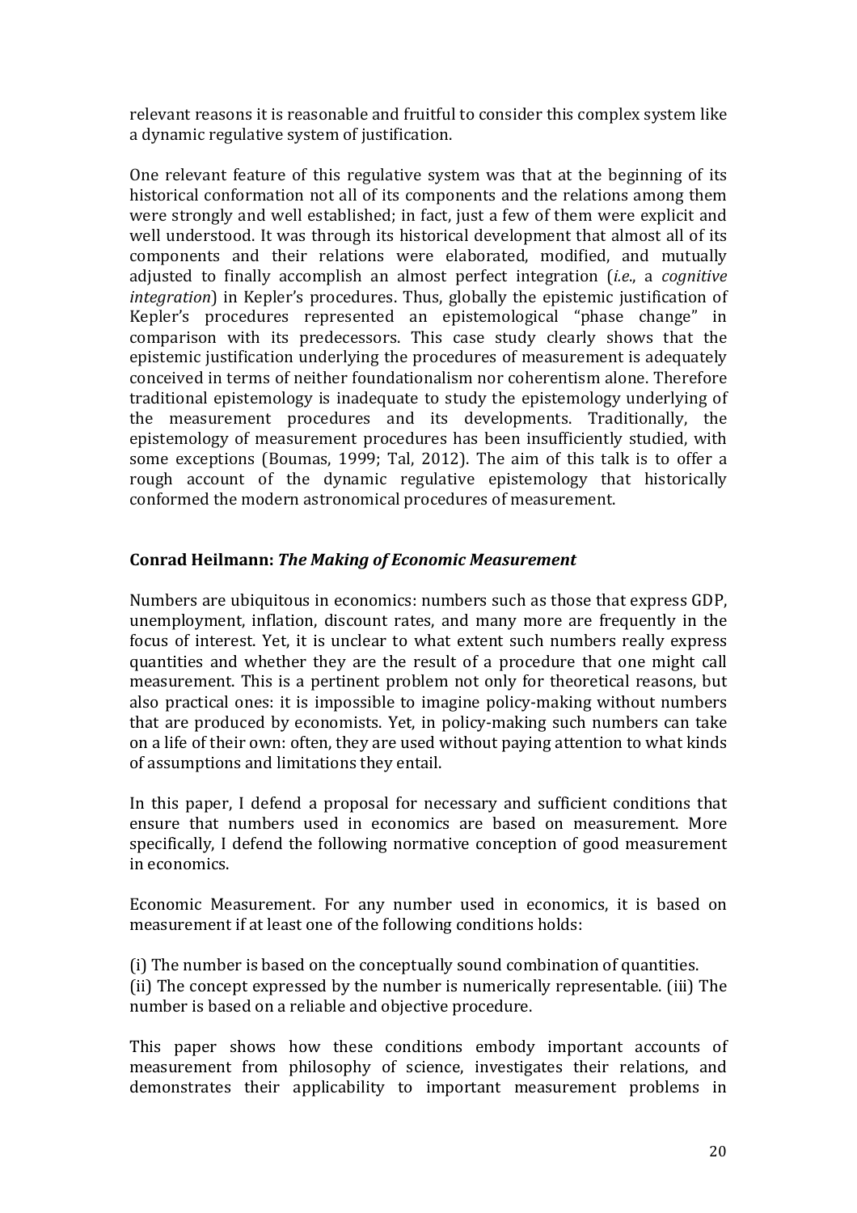relevant reasons it is reasonable and fruitful to consider this complex system like a dynamic regulative system of justification.

One relevant feature of this regulative system was that at the beginning of its historical conformation not all of its components and the relations among them were strongly and well established; in fact, just a few of them were explicit and well understood. It was through its historical development that almost all of its components and their relations were elaborated, modified, and mutually adjusted to finally accomplish an almost perfect integration (*i.e.*, a *cognitive integration*) in Kepler's procedures. Thus, globally the epistemic justification of Kepler's procedures represented an epistemological "phase change" in comparison with its predecessors. This case study clearly shows that the epistemic justification underlying the procedures of measurement is adequately conceived in terms of neither foundationalism nor coherentism alone. Therefore traditional epistemology is inadequate to study the epistemology underlying of the measurement procedures and its developments. Traditionally, the epistemology of measurement procedures has been insufficiently studied, with some exceptions (Boumas, 1999; Tal, 2012). The aim of this talk is to offer a rough account of the dynamic regulative epistemology that historically conformed the modern astronomical procedures of measurement.

### Conrad Heilmann: *The Making of Economic Measurement*

Numbers are ubiquitous in economics: numbers such as those that express GDP, unemployment, inflation, discount rates, and many more are frequently in the focus of interest. Yet, it is unclear to what extent such numbers really express quantities and whether they are the result of a procedure that one might call measurement. This is a pertinent problem not only for theoretical reasons, but also practical ones: it is impossible to imagine policy-making without numbers that are produced by economists. Yet, in policy-making such numbers can take on a life of their own: often, they are used without paying attention to what kinds of assumptions and limitations they entail.

In this paper, I defend a proposal for necessary and sufficient conditions that ensure that numbers used in economics are based on measurement. More specifically, I defend the following normative conception of good measurement in economics.

Economic Measurement. For any number used in economics, it is based on measurement if at least one of the following conditions holds:

(i) The number is based on the conceptually sound combination of quantities.
(ii) The concept expressed by the number is numerically representable. (iii) The number is based on a reliable and objective procedure.

This paper shows how these conditions embody important accounts of measurement from philosophy of science, investigates their relations, and demonstrates their applicability to important measurement problems in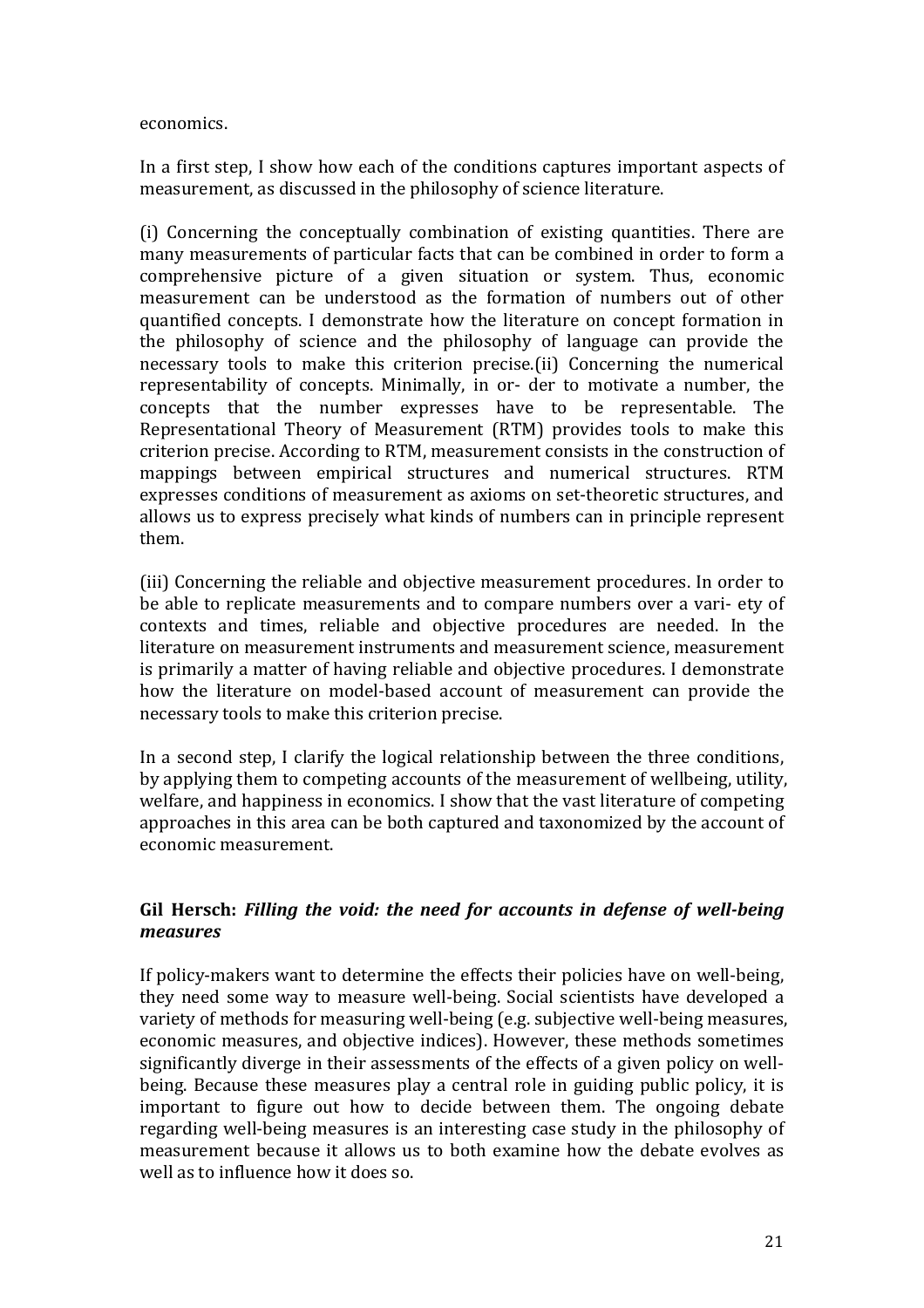economics.

In a first step, I show how each of the conditions captures important aspects of measurement, as discussed in the philosophy of science literature.

(i) Concerning the conceptually combination of existing quantities. There are many measurements of particular facts that can be combined in order to form a comprehensive picture of a given situation or system. Thus, economic measurement can be understood as the formation of numbers out of other quantified concepts. I demonstrate how the literature on concept formation in the philosophy of science and the philosophy of language can provide the necessary tools to make this criterion precise.(ii) Concerning the numerical representability of concepts. Minimally, in or- der to motivate a number, the concepts that the number expresses have to be representable. The Representational Theory of Measurement (RTM) provides tools to make this criterion precise. According to RTM, measurement consists in the construction of mappings between empirical structures and numerical structures. RTM expresses conditions of measurement as axioms on set-theoretic structures, and allows us to express precisely what kinds of numbers can in principle represent them.

(iii) Concerning the reliable and objective measurement procedures. In order to be able to replicate measurements and to compare numbers over a vari- ety of contexts and times, reliable and objective procedures are needed. In the literature on measurement instruments and measurement science, measurement is primarily a matter of having reliable and objective procedures. I demonstrate how the literature on model-based account of measurement can provide the necessary tools to make this criterion precise.

In a second step, I clarify the logical relationship between the three conditions, by applying them to competing accounts of the measurement of wellbeing, utility, welfare, and happiness in economics. I show that the vast literature of competing approaches in this area can be both captured and taxonomized by the account of economic measurement.

### Gil Hersch: *Filling the void: the need for accounts in defense of well-being measures*

If policy-makers want to determine the effects their policies have on well-being, they need some way to measure well-being. Social scientists have developed a variety of methods for measuring well-being (e.g. subjective well-being measures, economic measures, and objective indices). However, these methods sometimes significantly diverge in their assessments of the effects of a given policy on well-being. Because these measures play a central role in guiding public policy, it is important to figure out how to decide between them. The ongoing debate regarding well-being measures is an interesting case study in the philosophy of measurement because it allows us to both examine how the debate evolves as well as to influence how it does so.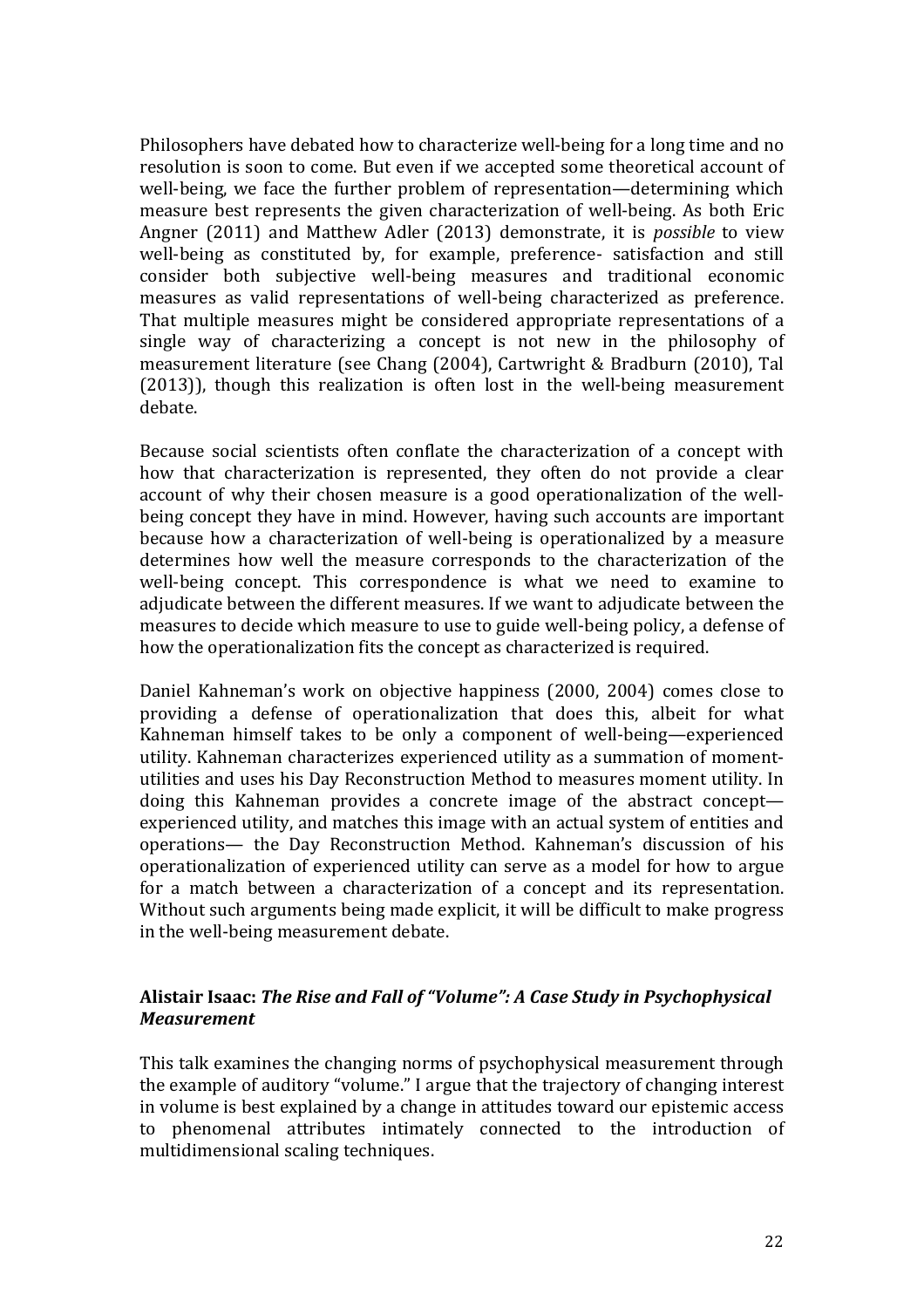Philosophers have debated how to characterize well-being for a long time and no resolution is soon to come. But even if we accepted some theoretical account of well-being, we face the further problem of representation—determining which measure best represents the given characterization of well-being. As both Eric Angner (2011) and Matthew Adler (2013) demonstrate, it is *possible* to view well-being as constituted by, for example, preference- satisfaction and still consider both subjective well-being measures and traditional economic measures as valid representations of well-being characterized as preference. That multiple measures might be considered appropriate representations of a single way of characterizing a concept is not new in the philosophy of measurement literature (see Chang (2004), Cartwright & Bradburn (2010), Tal (2013)), though this realization is often lost in the well-being measurement debate.

Because social scientists often conflate the characterization of a concept with how that characterization is represented, they often do not provide a clear account of why their chosen measure is a good operationalization of the well-being concept they have in mind. However, having such accounts are important because how a characterization of well-being is operationalized by a measure determines how well the measure corresponds to the characterization of the well-being concept. This correspondence is what we need to examine to adjudicate between the different measures. If we want to adjudicate between the measures to decide which measure to use to guide well-being policy, a defense of how the operationalization fits the concept as characterized is required.

Daniel Kahneman's work on objective happiness (2000, 2004) comes close to providing a defense of operationalization that does this, albeit for what Kahneman himself takes to be only a component of well-being—experienced utility. Kahneman characterizes experienced utility as a summation of moment-utilities and uses his Day Reconstruction Method to measures moment utility. In doing this Kahneman provides a concrete image of the abstract concept—experienced utility, and matches this image with an actual system of entities and operations— the Day Reconstruction Method. Kahneman's discussion of his operationalization of experienced utility can serve as a model for how to argue for a match between a characterization of a concept and its representation. Without such arguments being made explicit, it will be difficult to make progress in the well-being measurement debate.

### Alistair Isaac: *The Rise and Fall of "Volume": A Case Study in Psychophysical Measurement*

This talk examines the changing norms of psychophysical measurement through the example of auditory "volume." I argue that the trajectory of changing interest in volume is best explained by a change in attitudes toward our epistemic access to phenomenal attributes intimately connected to the introduction of multidimensional scaling techniques.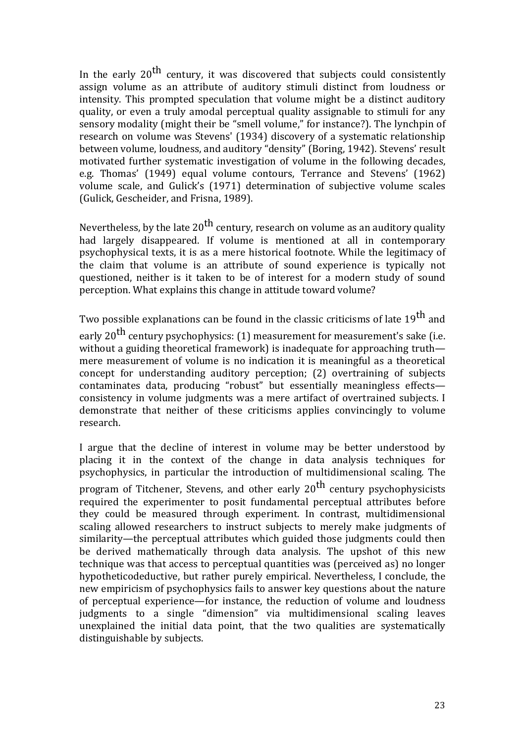In the early 20th century, it was discovered that subjects could consistently assign volume as an attribute of auditory stimuli distinct from loudness or intensity. This prompted speculation that volume might be a distinct auditory quality, or even a truly amodal perceptual quality assignable to stimuli for any sensory modality (might their be "smell volume," for instance?). The lynchpin of research on volume was Stevens' (1934) discovery of a systematic relationship between volume, loudness, and auditory "density" (Boring, 1942). Stevens' result motivated further systematic investigation of volume in the following decades, e.g. Thomas' (1949) equal volume contours, Terrance and Stevens' (1962) volume scale, and Gulick's (1971) determination of subjective volume scales (Gulick, Gescheider, and Frisna, 1989).

Nevertheless, by the late 20th century, research on volume as an auditory quality had largely disappeared. If volume is mentioned at all in contemporary psychophysical texts, it is as a mere historical footnote. While the legitimacy of the claim that volume is an attribute of sound experience is typically not questioned, neither is it taken to be of interest for a modern study of sound perception. What explains this change in attitude toward volume?

Two possible explanations can be found in the classic criticisms of late 19th and early 20th century psychophysics: (1) measurement for measurement's sake (i.e. without a guiding theoretical framework) is inadequate for approaching truth—mere measurement of volume is no indication it is meaningful as a theoretical concept for understanding auditory perception; (2) overtraining of subjects contaminates data, producing "robust" but essentially meaningless effects—consistency in volume judgments was a mere artifact of overtrained subjects. I demonstrate that neither of these criticisms applies convincingly to volume research.

I argue that the decline of interest in volume may be better understood by placing it in the context of the change in data analysis techniques for psychophysics, in particular the introduction of multidimensional scaling. The program of Titchener, Stevens, and other early 20th century psychophysicists required the experimenter to posit fundamental perceptual attributes before they could be measured through experiment. In contrast, multidimensional scaling allowed researchers to instruct subjects to merely make judgments of similarity—the perceptual attributes which guided those judgments could then be derived mathematically through data analysis. The upshot of this new technique was that access to perceptual quantities was (perceived as) no longer hypotheticodeductive, but rather purely empirical. Nevertheless, I conclude, the new empiricism of psychophysics fails to answer key questions about the nature of perceptual experience—for instance, the reduction of volume and loudness judgments to a single "dimension" via multidimensional scaling leaves unexplained the initial data point, that the two qualities are systematically distinguishable by subjects.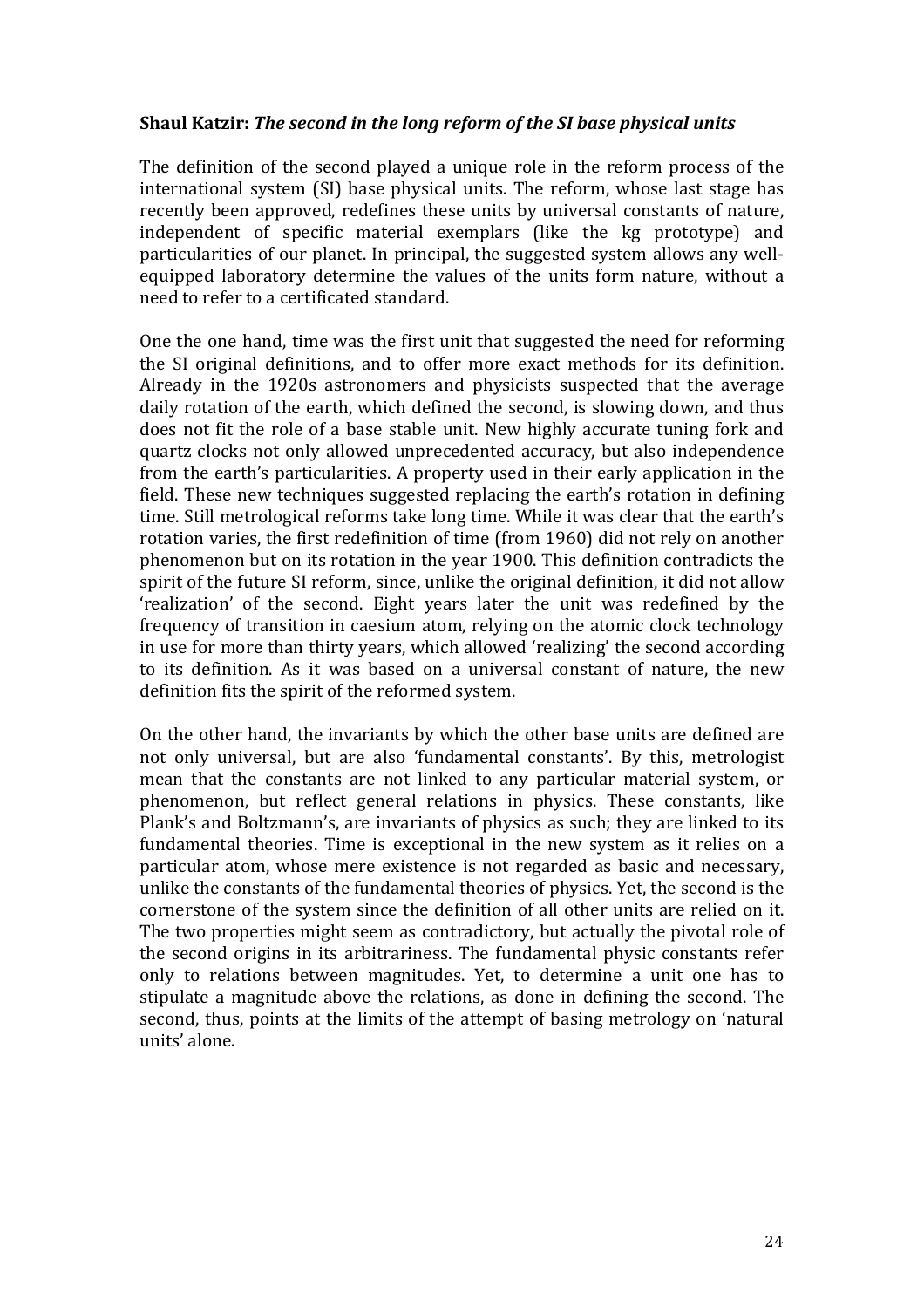**Shaul Katzir: *The second in the long reform of the SI base physical units***

The definition of the second played a unique role in the reform process of the international system (SI) base physical units. The reform, whose last stage has recently been approved, redefines these units by universal constants of nature, independent of specific material exemplars (like the kg prototype) and particularities of our planet. In principal, the suggested system allows any well-equipped laboratory determine the values of the units form nature, without a need to refer to a certificated standard.

One the one hand, time was the first unit that suggested the need for reforming the SI original definitions, and to offer more exact methods for its definition. Already in the 1920s astronomers and physicists suspected that the average daily rotation of the earth, which defined the second, is slowing down, and thus does not fit the role of a base stable unit. New highly accurate tuning fork and quartz clocks not only allowed unprecedented accuracy, but also independence from the earth's particularities. A property used in their early application in the field. These new techniques suggested replacing the earth's rotation in defining time. Still metrological reforms take long time. While it was clear that the earth's rotation varies, the first redefinition of time (from 1960) did not rely on another phenomenon but on its rotation in the year 1900. This definition contradicts the spirit of the future SI reform, since, unlike the original definition, it did not allow 'realization' of the second. Eight years later the unit was redefined by the frequency of transition in caesium atom, relying on the atomic clock technology in use for more than thirty years, which allowed 'realizing' the second according to its definition. As it was based on a universal constant of nature, the new definition fits the spirit of the reformed system.

On the other hand, the invariants by which the other base units are defined are not only universal, but are also 'fundamental constants'. By this, metrologist mean that the constants are not linked to any particular material system, or phenomenon, but reflect general relations in physics. These constants, like Plank's and Boltzmann's, are invariants of physics as such; they are linked to its fundamental theories. Time is exceptional in the new system as it relies on a particular atom, whose mere existence is not regarded as basic and necessary, unlike the constants of the fundamental theories of physics. Yet, the second is the cornerstone of the system since the definition of all other units are relied on it. The two properties might seem as contradictory, but actually the pivotal role of the second origins in its arbitrariness. The fundamental physic constants refer only to relations between magnitudes. Yet, to determine a unit one has to stipulate a magnitude above the relations, as done in defining the second. The second, thus, points at the limits of the attempt of basing metrology on 'natural units' alone.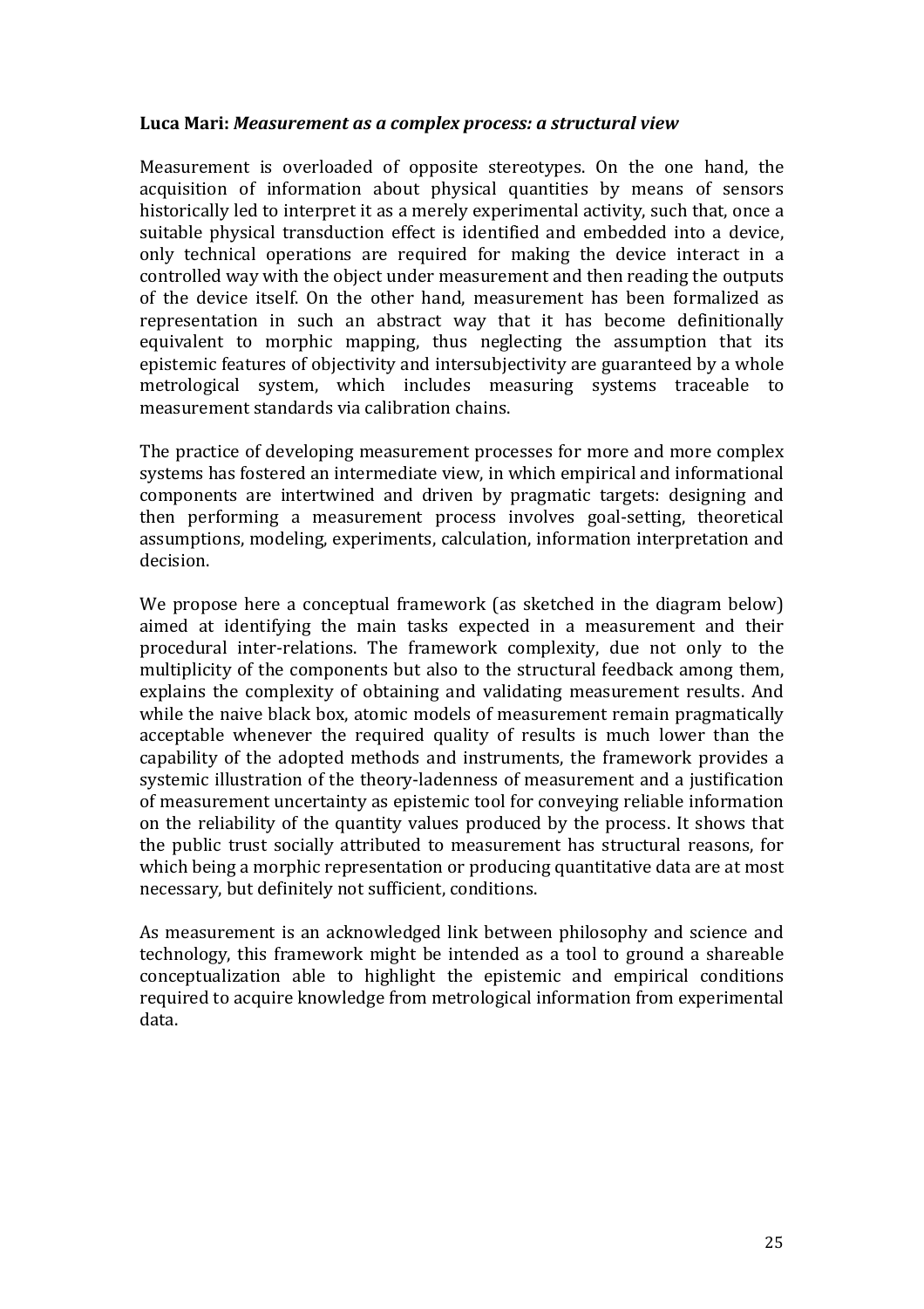**Luca Mari:** ***Measurement as a complex process: a structural view***

Measurement is overloaded of opposite stereotypes. On the one hand, the acquisition of information about physical quantities by means of sensors historically led to interpret it as a merely experimental activity, such that, once a suitable physical transduction effect is identified and embedded into a device, only technical operations are required for making the device interact in a controlled way with the object under measurement and then reading the outputs of the device itself. On the other hand, measurement has been formalized as representation in such an abstract way that it has become definitionally equivalent to morphic mapping, thus neglecting the assumption that its epistemic features of objectivity and intersubjectivity are guaranteed by a whole metrological system, which includes measuring systems traceable to measurement standards via calibration chains.

The practice of developing measurement processes for more and more complex systems has fostered an intermediate view, in which empirical and informational components are intertwined and driven by pragmatic targets: designing and then performing a measurement process involves goal-setting, theoretical assumptions, modeling, experiments, calculation, information interpretation and decision.

We propose here a conceptual framework (as sketched in the diagram below) aimed at identifying the main tasks expected in a measurement and their procedural inter-relations. The framework complexity, due not only to the multiplicity of the components but also to the structural feedback among them, explains the complexity of obtaining and validating measurement results. And while the naive black box, atomic models of measurement remain pragmatically acceptable whenever the required quality of results is much lower than the capability of the adopted methods and instruments, the framework provides a systemic illustration of the theory-ladenness of measurement and a justification of measurement uncertainty as epistemic tool for conveying reliable information on the reliability of the quantity values produced by the process. It shows that the public trust socially attributed to measurement has structural reasons, for which being a morphic representation or producing quantitative data are at most necessary, but definitely not sufficient, conditions.

As measurement is an acknowledged link between philosophy and science and technology, this framework might be intended as a tool to ground a shareable conceptualization able to highlight the epistemic and empirical conditions required to acquire knowledge from metrological information from experimental data.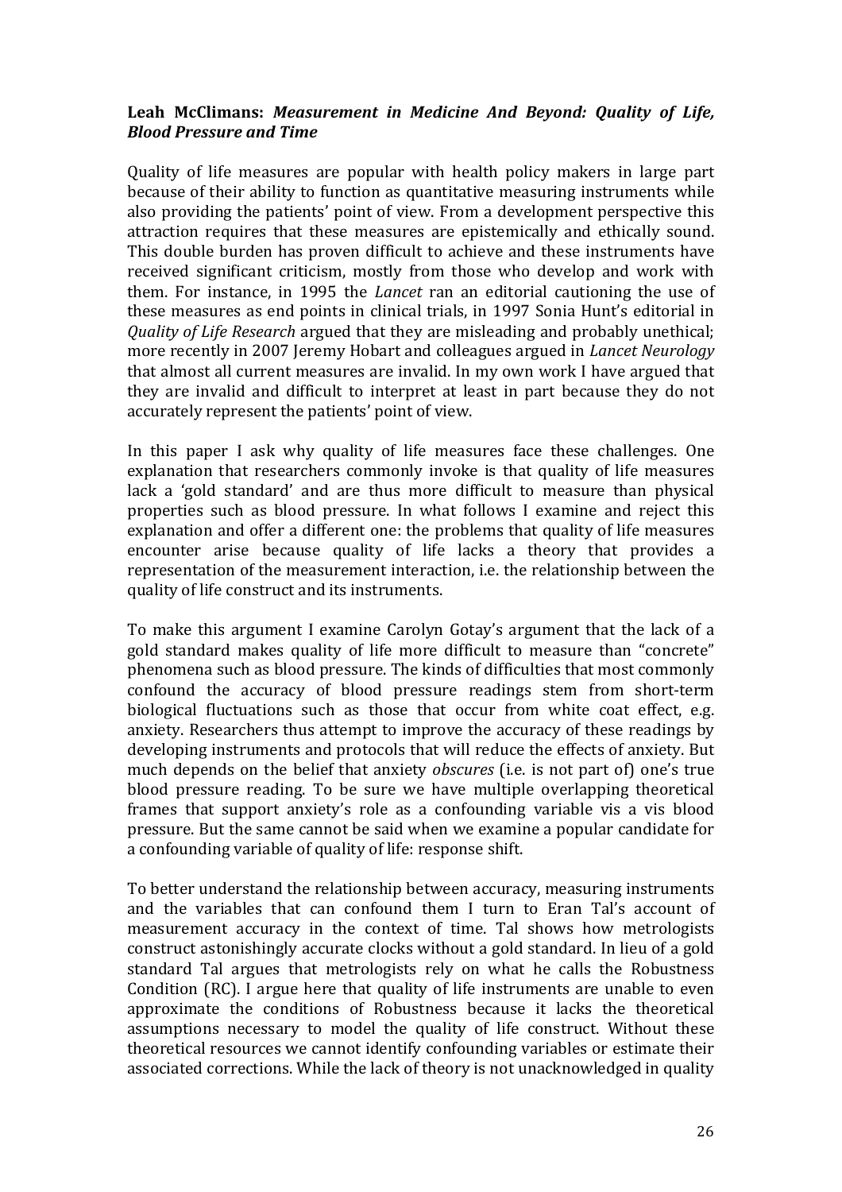**Leah McClimans:** ***Measurement in Medicine And Beyond: Quality of Life, Blood Pressure and Time***

Quality of life measures are popular with health policy makers in large part because of their ability to function as quantitative measuring instruments while also providing the patients' point of view. From a development perspective this attraction requires that these measures are epistemically and ethically sound. This double burden has proven difficult to achieve and these instruments have received significant criticism, mostly from those who develop and work with them. For instance, in 1995 the *Lancet* ran an editorial cautioning the use of these measures as end points in clinical trials, in 1997 Sonia Hunt's editorial in *Quality of Life Research* argued that they are misleading and probably unethical; more recently in 2007 Jeremy Hobart and colleagues argued in *Lancet Neurology* that almost all current measures are invalid. In my own work I have argued that they are invalid and difficult to interpret at least in part because they do not accurately represent the patients' point of view.

In this paper I ask why quality of life measures face these challenges. One explanation that researchers commonly invoke is that quality of life measures lack a 'gold standard' and are thus more difficult to measure than physical properties such as blood pressure. In what follows I examine and reject this explanation and offer a different one: the problems that quality of life measures encounter arise because quality of life lacks a theory that provides a representation of the measurement interaction, i.e. the relationship between the quality of life construct and its instruments.

To make this argument I examine Carolyn Gotay's argument that the lack of a gold standard makes quality of life more difficult to measure than "concrete" phenomena such as blood pressure. The kinds of difficulties that most commonly confound the accuracy of blood pressure readings stem from short-term biological fluctuations such as those that occur from white coat effect, e.g. anxiety. Researchers thus attempt to improve the accuracy of these readings by developing instruments and protocols that will reduce the effects of anxiety. But much depends on the belief that anxiety *obscures* (i.e. is not part of) one's true blood pressure reading. To be sure we have multiple overlapping theoretical frames that support anxiety's role as a confounding variable vis a vis blood pressure. But the same cannot be said when we examine a popular candidate for a confounding variable of quality of life: response shift.

To better understand the relationship between accuracy, measuring instruments and the variables that can confound them I turn to Eran Tal's account of measurement accuracy in the context of time. Tal shows how metrologists construct astonishingly accurate clocks without a gold standard. In lieu of a gold standard Tal argues that metrologists rely on what he calls the Robustness Condition (RC). I argue here that quality of life instruments are unable to even approximate the conditions of Robustness because it lacks the theoretical assumptions necessary to model the quality of life construct. Without these theoretical resources we cannot identify confounding variables or estimate their associated corrections. While the lack of theory is not unacknowledged in quality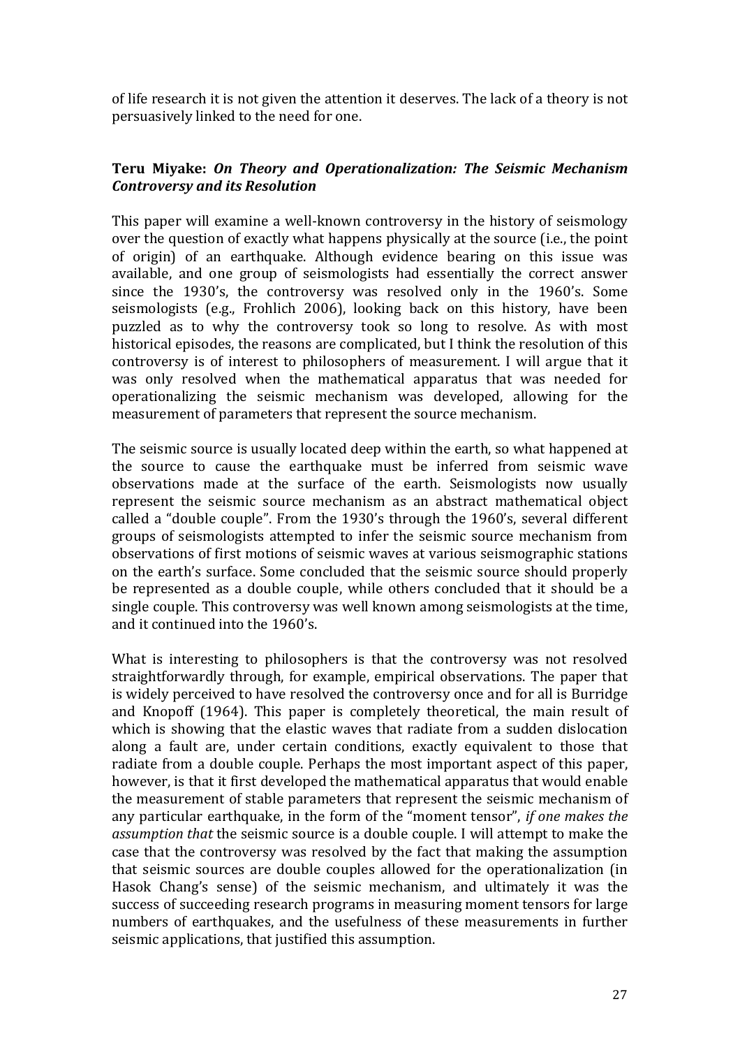of life research it is not given the attention it deserves. The lack of a theory is not persuasively linked to the need for one.

**Teru Miyake: *On Theory and Operationalization: The Seismic Mechanism Controversy and its Resolution***

This paper will examine a well-known controversy in the history of seismology over the question of exactly what happens physically at the source (i.e., the point of origin) of an earthquake. Although evidence bearing on this issue was available, and one group of seismologists had essentially the correct answer since the 1930's, the controversy was resolved only in the 1960's. Some seismologists (e.g., Frohlich 2006), looking back on this history, have been puzzled as to why the controversy took so long to resolve. As with most historical episodes, the reasons are complicated, but I think the resolution of this controversy is of interest to philosophers of measurement. I will argue that it was only resolved when the mathematical apparatus that was needed for operationalizing the seismic mechanism was developed, allowing for the measurement of parameters that represent the source mechanism.

The seismic source is usually located deep within the earth, so what happened at the source to cause the earthquake must be inferred from seismic wave observations made at the surface of the earth. Seismologists now usually represent the seismic source mechanism as an abstract mathematical object called a "double couple". From the 1930's through the 1960's, several different groups of seismologists attempted to infer the seismic source mechanism from observations of first motions of seismic waves at various seismographic stations on the earth's surface. Some concluded that the seismic source should properly be represented as a double couple, while others concluded that it should be a single couple. This controversy was well known among seismologists at the time, and it continued into the 1960's.

What is interesting to philosophers is that the controversy was not resolved straightforwardly through, for example, empirical observations. The paper that is widely perceived to have resolved the controversy once and for all is Burridge and Knopoff (1964). This paper is completely theoretical, the main result of which is showing that the elastic waves that radiate from a sudden dislocation along a fault are, under certain conditions, exactly equivalent to those that radiate from a double couple. Perhaps the most important aspect of this paper, however, is that it first developed the mathematical apparatus that would enable the measurement of stable parameters that represent the seismic mechanism of any particular earthquake, in the form of the "moment tensor", *if one makes the assumption that* the seismic source is a double couple. I will attempt to make the case that the controversy was resolved by the fact that making the assumption that seismic sources are double couples allowed for the operationalization (in Hasok Chang's sense) of the seismic mechanism, and ultimately it was the success of succeeding research programs in measuring moment tensors for large numbers of earthquakes, and the usefulness of these measurements in further seismic applications, that justified this assumption.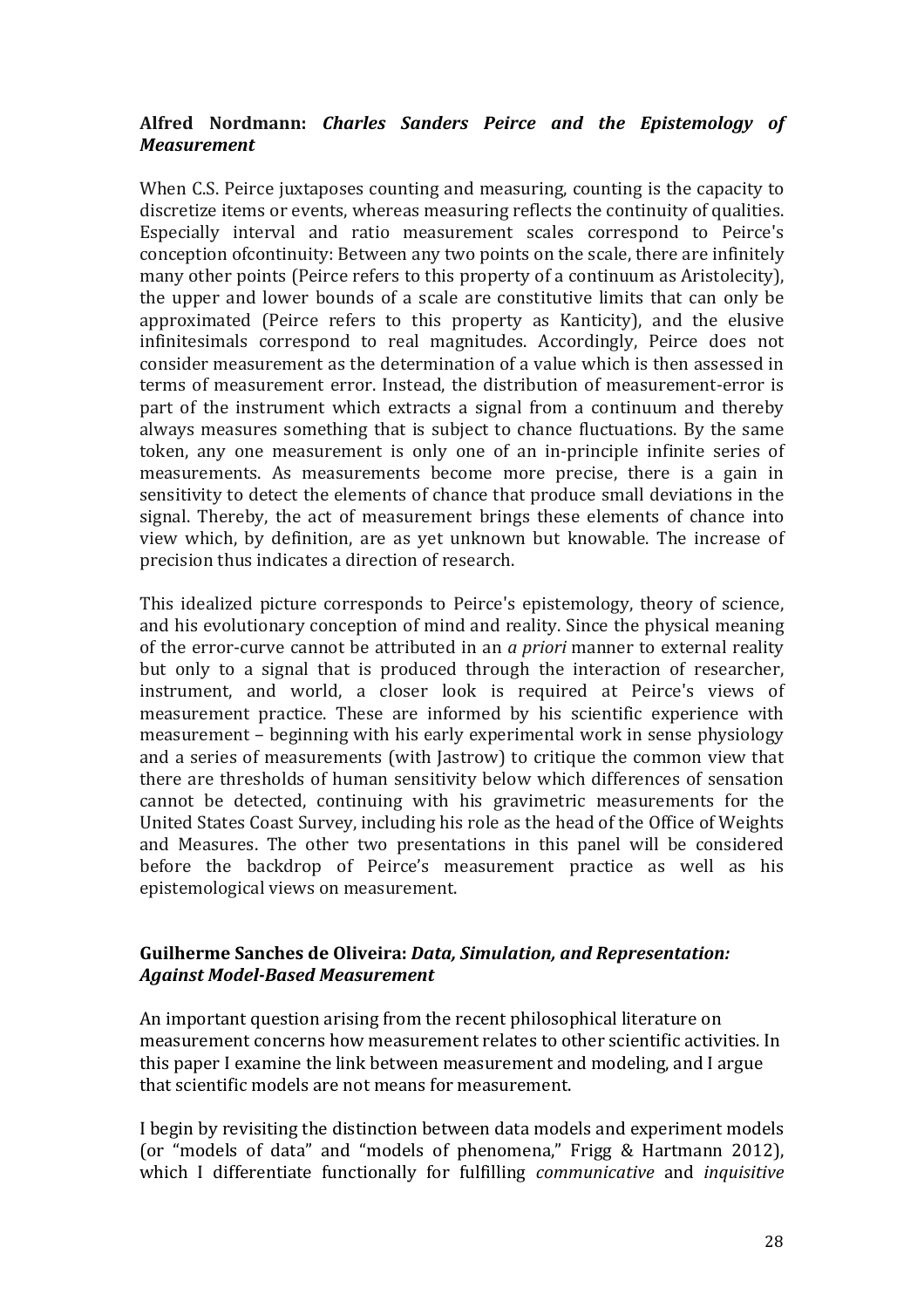**Alfred Nordmann: *Charles Sanders Peirce and the Epistemology of Measurement***

When C.S. Peirce juxtaposes counting and measuring, counting is the capacity to discretize items or events, whereas measuring reflects the continuity of qualities. Especially interval and ratio measurement scales correspond to Peirce's conception ofcontinuity: Between any two points on the scale, there are infinitely many other points (Peirce refers to this property of a continuum as Aristolecity), the upper and lower bounds of a scale are constitutive limits that can only be approximated (Peirce refers to this property as Kanticity), and the elusive infinitesimals correspond to real magnitudes. Accordingly, Peirce does not consider measurement as the determination of a value which is then assessed in terms of measurement error. Instead, the distribution of measurement-error is part of the instrument which extracts a signal from a continuum and thereby always measures something that is subject to chance fluctuations. By the same token, any one measurement is only one of an in-principle infinite series of measurements. As measurements become more precise, there is a gain in sensitivity to detect the elements of chance that produce small deviations in the signal. Thereby, the act of measurement brings these elements of chance into view which, by definition, are as yet unknown but knowable. The increase of precision thus indicates a direction of research.

This idealized picture corresponds to Peirce's epistemology, theory of science, and his evolutionary conception of mind and reality. Since the physical meaning of the error-curve cannot be attributed in an *a priori* manner to external reality but only to a signal that is produced through the interaction of researcher, instrument, and world, a closer look is required at Peirce's views of measurement practice. These are informed by his scientific experience with measurement – beginning with his early experimental work in sense physiology and a series of measurements (with Jastrow) to critique the common view that there are thresholds of human sensitivity below which differences of sensation cannot be detected, continuing with his gravimetric measurements for the United States Coast Survey, including his role as the head of the Office of Weights and Measures. The other two presentations in this panel will be considered before the backdrop of Peirce's measurement practice as well as his epistemological views on measurement.

**Guilherme Sanches de Oliveira: *Data, Simulation, and Representation: Against Model-Based Measurement***

An important question arising from the recent philosophical literature on measurement concerns how measurement relates to other scientific activities. In this paper I examine the link between measurement and modeling, and I argue that scientific models are not means for measurement.

I begin by revisiting the distinction between data models and experiment models (or "models of data" and "models of phenomena," Frigg & Hartmann 2012), which I differentiate functionally for fulfilling *communicative* and *inquisitive*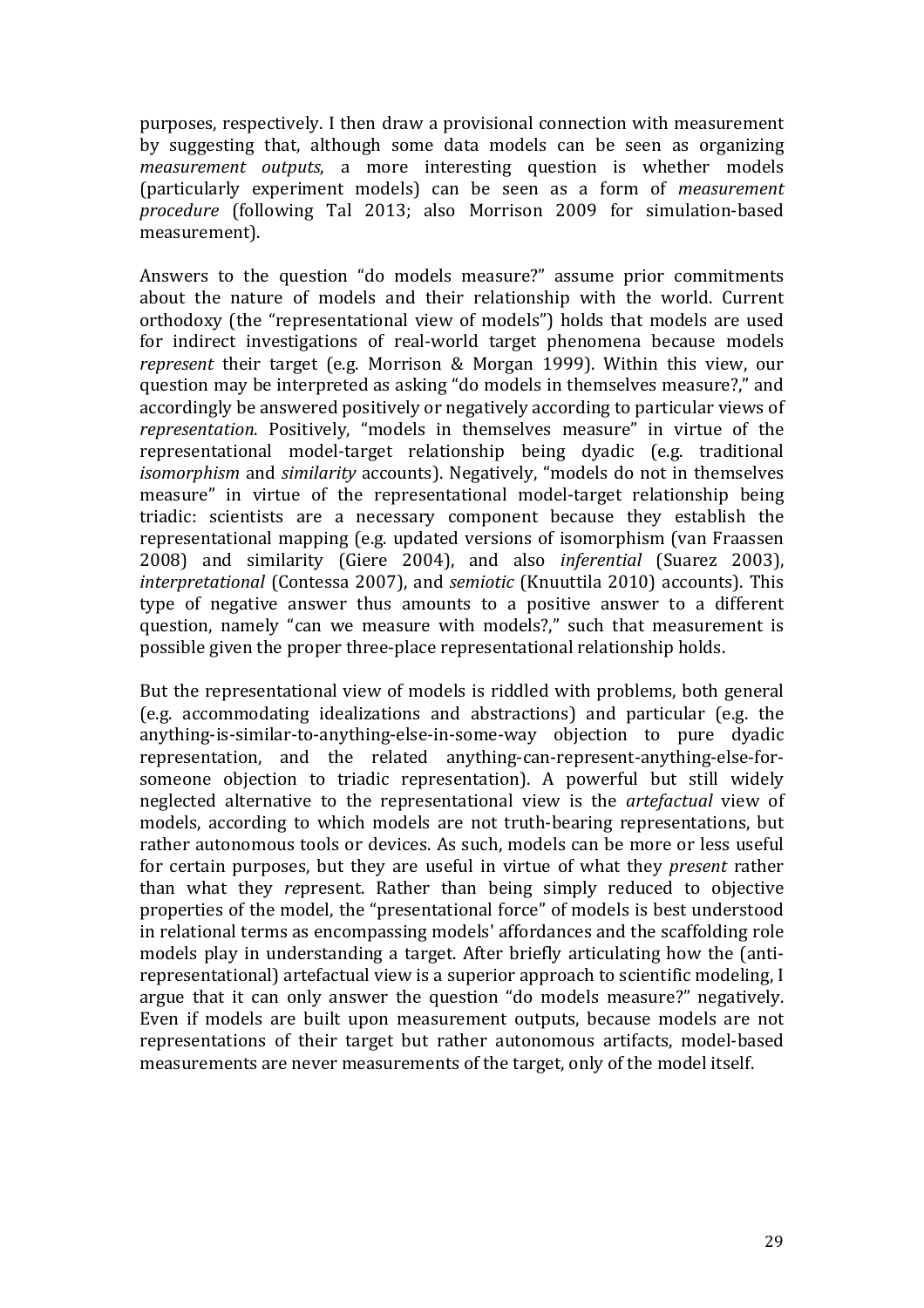purposes, respectively. I then draw a provisional connection with measurement by suggesting that, although some data models can be seen as organizing *measurement outputs*, a more interesting question is whether models (particularly experiment models) can be seen as a form of *measurement procedure* (following Tal 2013; also Morrison 2009 for simulation-based measurement).

Answers to the question "do models measure?" assume prior commitments about the nature of models and their relationship with the world. Current orthodoxy (the "representational view of models") holds that models are used for indirect investigations of real-world target phenomena because models *represent* their target (e.g. Morrison & Morgan 1999). Within this view, our question may be interpreted as asking "do models in themselves measure?," and accordingly be answered positively or negatively according to particular views of *representation*. Positively, "models in themselves measure" in virtue of the representational model-target relationship being dyadic (e.g. traditional *isomorphism* and *similarity* accounts). Negatively, "models do not in themselves measure" in virtue of the representational model-target relationship being triadic: scientists are a necessary component because they establish the representational mapping (e.g. updated versions of isomorphism (van Fraassen 2008) and similarity (Giere 2004), and also *inferential* (Suarez 2003), *interpretational* (Contessa 2007), and *semiotic* (Knuuttila 2010) accounts). This type of negative answer thus amounts to a positive answer to a different question, namely "can we measure with models?," such that measurement is possible given the proper three-place representational relationship holds.

But the representational view of models is riddled with problems, both general (e.g. accommodating idealizations and abstractions) and particular (e.g. the anything-is-similar-to-anything-else-in-some-way objection to pure dyadic representation, and the related anything-can-represent-anything-else-for-someone objection to triadic representation). A powerful but still widely neglected alternative to the representational view is the *artefactual* view of models, according to which models are not truth-bearing representations, but rather autonomous tools or devices. As such, models can be more or less useful for certain purposes, but they are useful in virtue of what they *present* rather than what they *re*present. Rather than being simply reduced to objective properties of the model, the "presentational force" of models is best understood in relational terms as encompassing models' affordances and the scaffolding role models play in understanding a target. After briefly articulating how the (anti-representational) artefactual view is a superior approach to scientific modeling, I argue that it can only answer the question "do models measure?" negatively. Even if models are built upon measurement outputs, because models are not representations of their target but rather autonomous artifacts, model-based measurements are never measurements of the target, only of the model itself.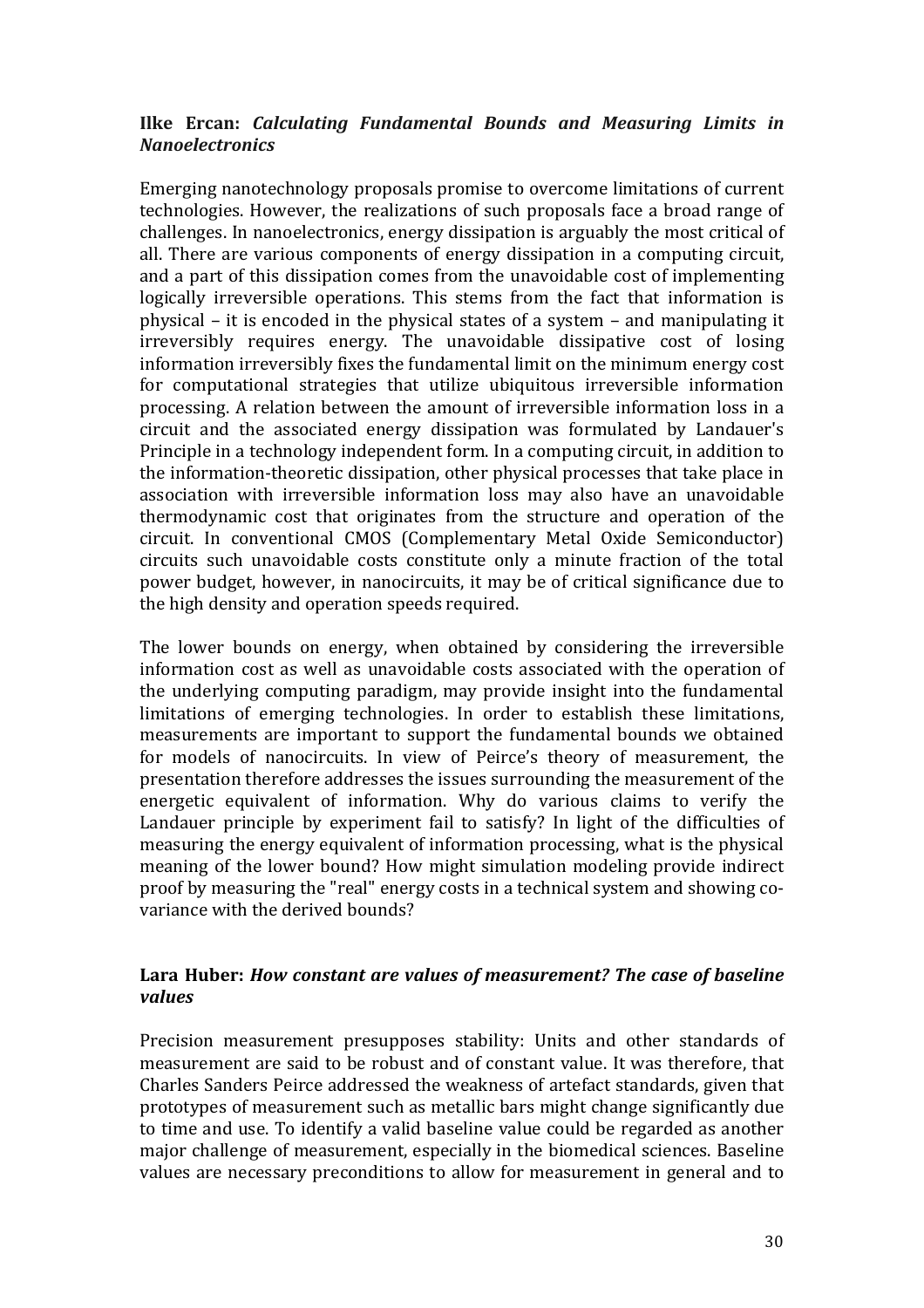**Ilke Ercan:** ***Calculating Fundamental Bounds and Measuring Limits in Nanoelectronics***

Emerging nanotechnology proposals promise to overcome limitations of current technologies. However, the realizations of such proposals face a broad range of challenges. In nanoelectronics, energy dissipation is arguably the most critical of all. There are various components of energy dissipation in a computing circuit, and a part of this dissipation comes from the unavoidable cost of implementing logically irreversible operations. This stems from the fact that information is physical – it is encoded in the physical states of a system – and manipulating it irreversibly requires energy. The unavoidable dissipative cost of losing information irreversibly fixes the fundamental limit on the minimum energy cost for computational strategies that utilize ubiquitous irreversible information processing. A relation between the amount of irreversible information loss in a circuit and the associated energy dissipation was formulated by Landauer's Principle in a technology independent form. In a computing circuit, in addition to the information-theoretic dissipation, other physical processes that take place in association with irreversible information loss may also have an unavoidable thermodynamic cost that originates from the structure and operation of the circuit. In conventional CMOS (Complementary Metal Oxide Semiconductor) circuits such unavoidable costs constitute only a minute fraction of the total power budget, however, in nanocircuits, it may be of critical significance due to the high density and operation speeds required.

The lower bounds on energy, when obtained by considering the irreversible information cost as well as unavoidable costs associated with the operation of the underlying computing paradigm, may provide insight into the fundamental limitations of emerging technologies. In order to establish these limitations, measurements are important to support the fundamental bounds we obtained for models of nanocircuits. In view of Peirce's theory of measurement, the presentation therefore addresses the issues surrounding the measurement of the energetic equivalent of information. Why do various claims to verify the Landauer principle by experiment fail to satisfy? In light of the difficulties of measuring the energy equivalent of information processing, what is the physical meaning of the lower bound? How might simulation modeling provide indirect proof by measuring the "real" energy costs in a technical system and showing co-variance with the derived bounds?

**Lara Huber:** ***How constant are values of measurement? The case of baseline values***

Precision measurement presupposes stability: Units and other standards of measurement are said to be robust and of constant value. It was therefore, that Charles Sanders Peirce addressed the weakness of artefact standards, given that prototypes of measurement such as metallic bars might change significantly due to time and use. To identify a valid baseline value could be regarded as another major challenge of measurement, especially in the biomedical sciences. Baseline values are necessary preconditions to allow for measurement in general and to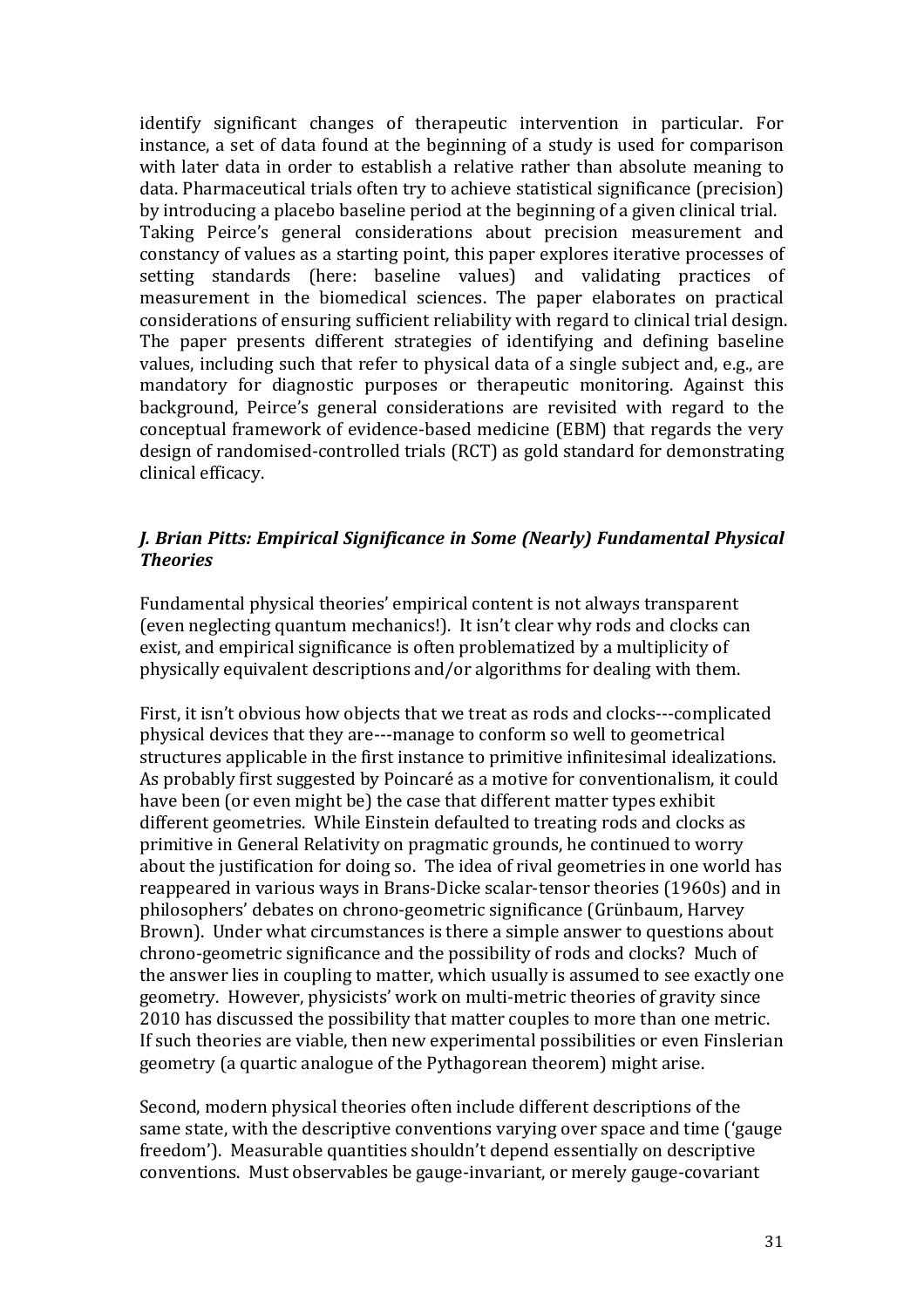identify significant changes of therapeutic intervention in particular. For instance, a set of data found at the beginning of a study is used for comparison with later data in order to establish a relative rather than absolute meaning to data. Pharmaceutical trials often try to achieve statistical significance (precision) by introducing a placebo baseline period at the beginning of a given clinical trial. Taking Peirce's general considerations about precision measurement and constancy of values as a starting point, this paper explores iterative processes of setting standards (here: baseline values) and validating practices of measurement in the biomedical sciences. The paper elaborates on practical considerations of ensuring sufficient reliability with regard to clinical trial design. The paper presents different strategies of identifying and defining baseline values, including such that refer to physical data of a single subject and, e.g., are mandatory for diagnostic purposes or therapeutic monitoring. Against this background, Peirce's general considerations are revisited with regard to the conceptual framework of evidence-based medicine (EBM) that regards the very design of randomised-controlled trials (RCT) as gold standard for demonstrating clinical efficacy.

### *J. Brian Pitts: Empirical Significance in Some (Nearly) Fundamental Physical Theories*

Fundamental physical theories' empirical content is not always transparent (even neglecting quantum mechanics!). It isn't clear why rods and clocks can exist, and empirical significance is often problematized by a multiplicity of physically equivalent descriptions and/or algorithms for dealing with them.

First, it isn't obvious how objects that we treat as rods and clocks---complicated physical devices that they are---manage to conform so well to geometrical structures applicable in the first instance to primitive infinitesimal idealizations. As probably first suggested by Poincaré as a motive for conventionalism, it could have been (or even might be) the case that different matter types exhibit different geometries. While Einstein defaulted to treating rods and clocks as primitive in General Relativity on pragmatic grounds, he continued to worry about the justification for doing so. The idea of rival geometries in one world has reappeared in various ways in Brans-Dicke scalar-tensor theories (1960s) and in philosophers' debates on chrono-geometric significance (Grünbaum, Harvey Brown). Under what circumstances is there a simple answer to questions about chrono-geometric significance and the possibility of rods and clocks? Much of the answer lies in coupling to matter, which usually is assumed to see exactly one geometry. However, physicists' work on multi-metric theories of gravity since 2010 has discussed the possibility that matter couples to more than one metric. If such theories are viable, then new experimental possibilities or even Finslerian geometry (a quartic analogue of the Pythagorean theorem) might arise.

Second, modern physical theories often include different descriptions of the same state, with the descriptive conventions varying over space and time ('gauge freedom'). Measurable quantities shouldn't depend essentially on descriptive conventions. Must observables be gauge-invariant, or merely gauge-covariant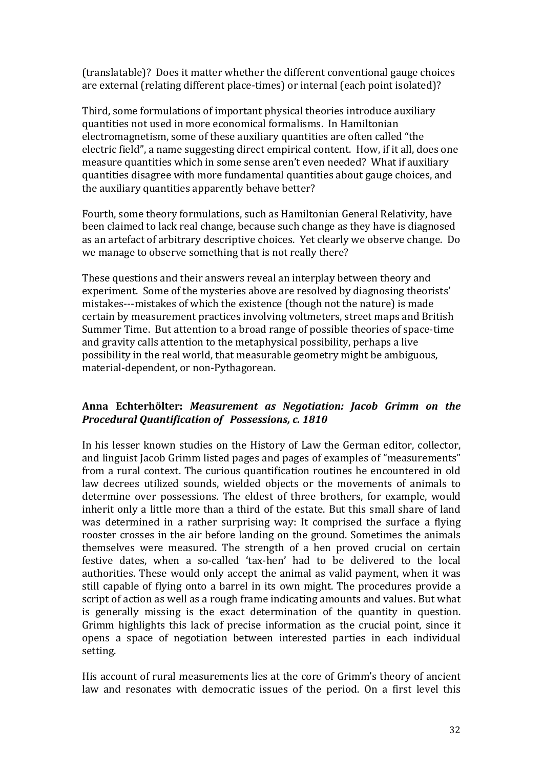(translatable)? Does it matter whether the different conventional gauge choices are external (relating different place-times) or internal (each point isolated)?

Third, some formulations of important physical theories introduce auxiliary quantities not used in more economical formalisms. In Hamiltonian electromagnetism, some of these auxiliary quantities are often called "the electric field", a name suggesting direct empirical content. How, if it all, does one measure quantities which in some sense aren't even needed? What if auxiliary quantities disagree with more fundamental quantities about gauge choices, and the auxiliary quantities apparently behave better?

Fourth, some theory formulations, such as Hamiltonian General Relativity, have been claimed to lack real change, because such change as they have is diagnosed as an artefact of arbitrary descriptive choices. Yet clearly we observe change. Do we manage to observe something that is not really there?

These questions and their answers reveal an interplay between theory and experiment. Some of the mysteries above are resolved by diagnosing theorists' mistakes---mistakes of which the existence (though not the nature) is made certain by measurement practices involving voltmeters, street maps and British Summer Time. But attention to a broad range of possible theories of space-time and gravity calls attention to the metaphysical possibility, perhaps a live possibility in the real world, that measurable geometry might be ambiguous, material-dependent, or non-Pythagorean.

### Anna Echterhölter: *Measurement as Negotiation: Jacob Grimm on the Procedural Quantification of Possessions, c. 1810*

In his lesser known studies on the History of Law the German editor, collector, and linguist Jacob Grimm listed pages and pages of examples of "measurements" from a rural context. The curious quantification routines he encountered in old law decrees utilized sounds, wielded objects or the movements of animals to determine over possessions. The eldest of three brothers, for example, would inherit only a little more than a third of the estate. But this small share of land was determined in a rather surprising way: It comprised the surface a flying rooster crosses in the air before landing on the ground. Sometimes the animals themselves were measured. The strength of a hen proved crucial on certain festive dates, when a so-called 'tax-hen' had to be delivered to the local authorities. These would only accept the animal as valid payment, when it was still capable of flying onto a barrel in its own might. The procedures provide a script of action as well as a rough frame indicating amounts and values. But what is generally missing is the exact determination of the quantity in question. Grimm highlights this lack of precise information as the crucial point, since it opens a space of negotiation between interested parties in each individual setting.

His account of rural measurements lies at the core of Grimm's theory of ancient law and resonates with democratic issues of the period. On a first level this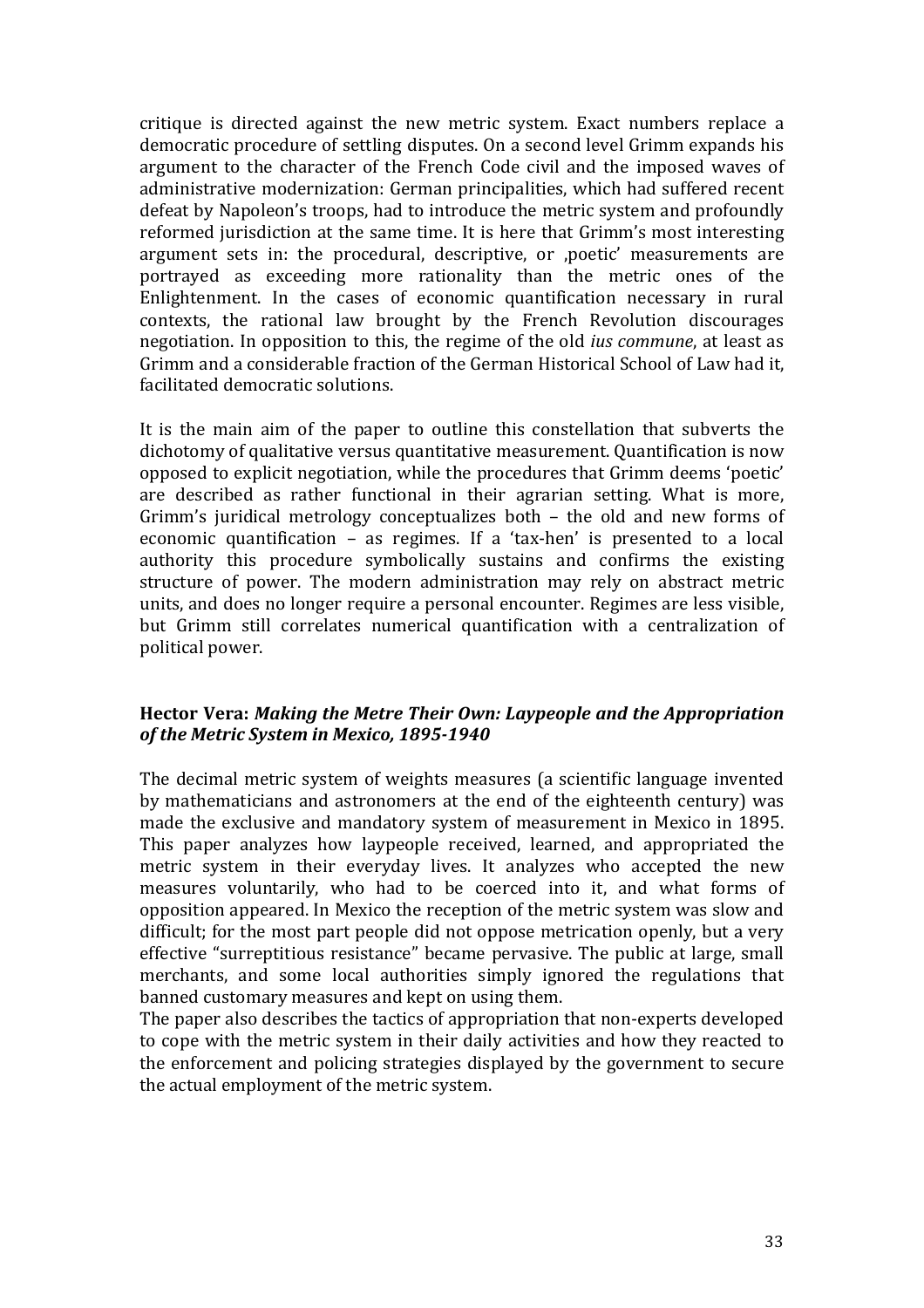critique is directed against the new metric system. Exact numbers replace a democratic procedure of settling disputes. On a second level Grimm expands his argument to the character of the French Code civil and the imposed waves of administrative modernization: German principalities, which had suffered recent defeat by Napoleon's troops, had to introduce the metric system and profoundly reformed jurisdiction at the same time. It is here that Grimm's most interesting argument sets in: the procedural, descriptive, or ‚poetic' measurements are portrayed as exceeding more rationality than the metric ones of the Enlightenment. In the cases of economic quantification necessary in rural contexts, the rational law brought by the French Revolution discourages negotiation. In opposition to this, the regime of the old *ius commune*, at least as Grimm and a considerable fraction of the German Historical School of Law had it, facilitated democratic solutions.

It is the main aim of the paper to outline this constellation that subverts the dichotomy of qualitative versus quantitative measurement. Quantification is now opposed to explicit negotiation, while the procedures that Grimm deems 'poetic' are described as rather functional in their agrarian setting. What is more, Grimm's juridical metrology conceptualizes both – the old and new forms of economic quantification – as regimes. If a 'tax-hen' is presented to a local authority this procedure symbolically sustains and confirms the existing structure of power. The modern administration may rely on abstract metric units, and does no longer require a personal encounter. Regimes are less visible, but Grimm still correlates numerical quantification with a centralization of political power.

### Hector Vera: *Making the Metre Their Own: Laypeople and the Appropriation of the Metric System in Mexico, 1895-1940*

The decimal metric system of weights measures (a scientific language invented by mathematicians and astronomers at the end of the eighteenth century) was made the exclusive and mandatory system of measurement in Mexico in 1895. This paper analyzes how laypeople received, learned, and appropriated the metric system in their everyday lives. It analyzes who accepted the new measures voluntarily, who had to be coerced into it, and what forms of opposition appeared. In Mexico the reception of the metric system was slow and difficult; for the most part people did not oppose metrication openly, but a very effective "surreptitious resistance" became pervasive. The public at large, small merchants, and some local authorities simply ignored the regulations that banned customary measures and kept on using them.

The paper also describes the tactics of appropriation that non-experts developed to cope with the metric system in their daily activities and how they reacted to the enforcement and policing strategies displayed by the government to secure the actual employment of the metric system.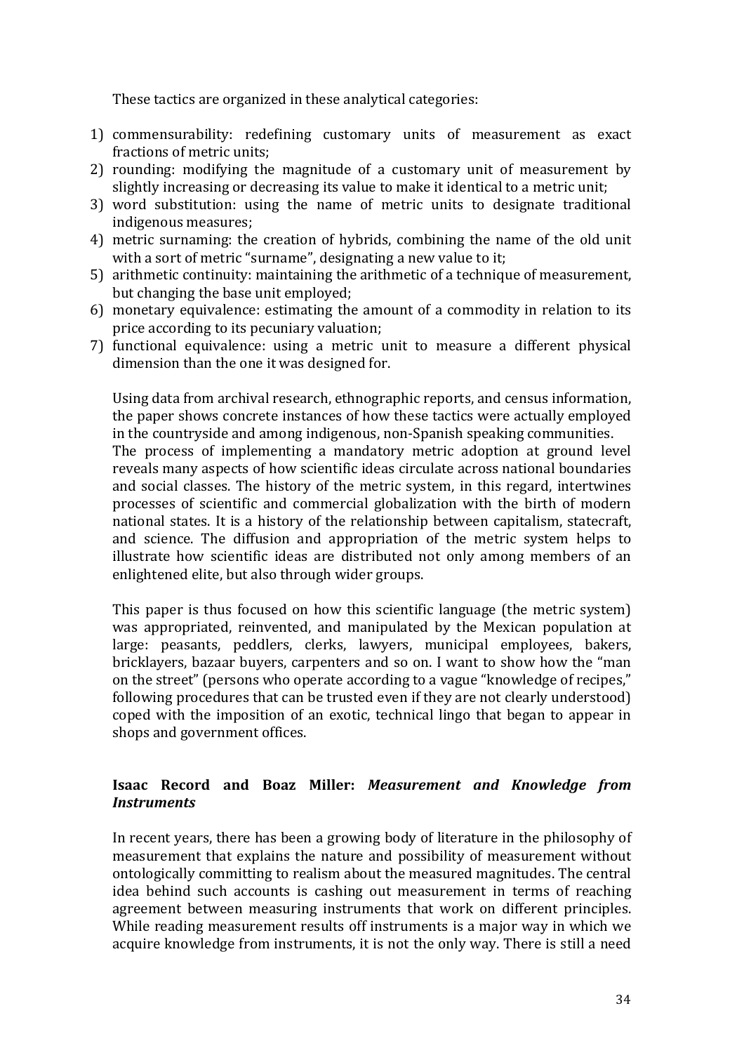These tactics are organized in these analytical categories:

1) commensurability: redefining customary units of measurement as exact fractions of metric units;
2) rounding: modifying the magnitude of a customary unit of measurement by slightly increasing or decreasing its value to make it identical to a metric unit;
3) word substitution: using the name of metric units to designate traditional indigenous measures;
4) metric surnaming: the creation of hybrids, combining the name of the old unit with a sort of metric "surname", designating a new value to it;
5) arithmetic continuity: maintaining the arithmetic of a technique of measurement, but changing the base unit employed;
6) monetary equivalence: estimating the amount of a commodity in relation to its price according to its pecuniary valuation;
7) functional equivalence: using a metric unit to measure a different physical dimension than the one it was designed for.

Using data from archival research, ethnographic reports, and census information, the paper shows concrete instances of how these tactics were actually employed in the countryside and among indigenous, non-Spanish speaking communities.
The process of implementing a mandatory metric adoption at ground level reveals many aspects of how scientific ideas circulate across national boundaries and social classes. The history of the metric system, in this regard, intertwines processes of scientific and commercial globalization with the birth of modern national states. It is a history of the relationship between capitalism, statecraft, and science. The diffusion and appropriation of the metric system helps to illustrate how scientific ideas are distributed not only among members of an enlightened elite, but also through wider groups.

This paper is thus focused on how this scientific language (the metric system) was appropriated, reinvented, and manipulated by the Mexican population at large: peasants, peddlers, clerks, lawyers, municipal employees, bakers, bricklayers, bazaar buyers, carpenters and so on. I want to show how the "man on the street" (persons who operate according to a vague "knowledge of recipes," following procedures that can be trusted even if they are not clearly understood) coped with the imposition of an exotic, technical lingo that began to appear in shops and government offices.

### Isaac Record and Boaz Miller: *Measurement and Knowledge from Instruments*

In recent years, there has been a growing body of literature in the philosophy of measurement that explains the nature and possibility of measurement without ontologically committing to realism about the measured magnitudes. The central idea behind such accounts is cashing out measurement in terms of reaching agreement between measuring instruments that work on different principles. While reading measurement results off instruments is a major way in which we acquire knowledge from instruments, it is not the only way. There is still a need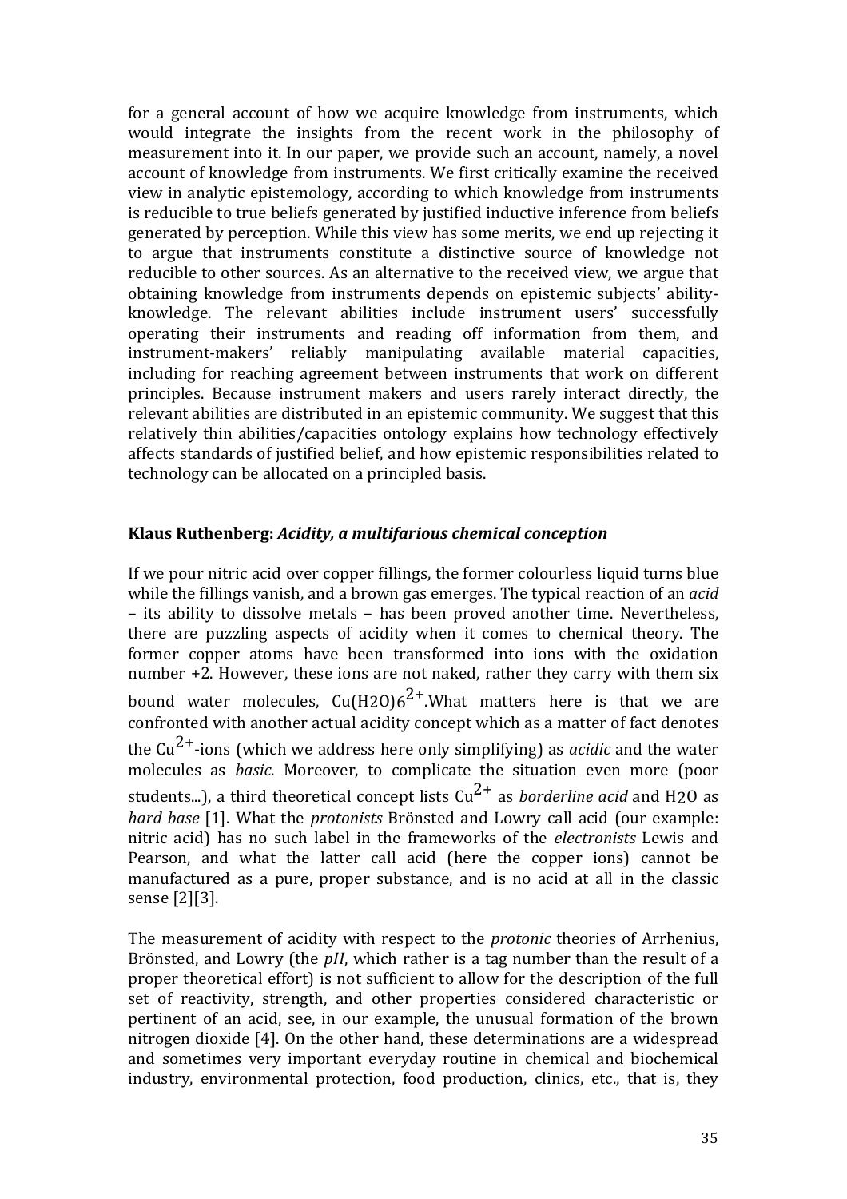for a general account of how we acquire knowledge from instruments, which would integrate the insights from the recent work in the philosophy of measurement into it. In our paper, we provide such an account, namely, a novel account of knowledge from instruments. We first critically examine the received view in analytic epistemology, according to which knowledge from instruments is reducible to true beliefs generated by justified inductive inference from beliefs generated by perception. While this view has some merits, we end up rejecting it to argue that instruments constitute a distinctive source of knowledge not reducible to other sources. As an alternative to the received view, we argue that obtaining knowledge from instruments depends on epistemic subjects' ability-knowledge. The relevant abilities include instrument users' successfully operating their instruments and reading off information from them, and instrument-makers' reliably manipulating available material capacities, including for reaching agreement between instruments that work on different principles. Because instrument makers and users rarely interact directly, the relevant abilities are distributed in an epistemic community. We suggest that this relatively thin abilities/capacities ontology explains how technology effectively affects standards of justified belief, and how epistemic responsibilities related to technology can be allocated on a principled basis.

### Klaus Ruthenberg: *Acidity, a multifarious chemical conception*

If we pour nitric acid over copper fillings, the former colourless liquid turns blue while the fillings vanish, and a brown gas emerges. The typical reaction of an *acid* – its ability to dissolve metals – has been proved another time. Nevertheless, there are puzzling aspects of acidity when it comes to chemical theory. The former copper atoms have been transformed into ions with the oxidation number +2. However, these ions are not naked, rather they carry with them six bound water molecules, $Cu(H_2O)_6^{2+}$.What matters here is that we are confronted with another actual acidity concept which as a matter of fact denotes the $Cu^{2+}$-ions (which we address here only simplifying) as *acidic* and the water molecules as *basic*. Moreover, to complicate the situation even more (poor students...), a third theoretical concept lists $Cu^{2+}$ as *borderline acid* and $H_2O$ as *hard base* [1]. What the *protonists* Brönsted and Lowry call acid (our example: nitric acid) has no such label in the frameworks of the *electronists* Lewis and Pearson, and what the latter call acid (here the copper ions) cannot be manufactured as a pure, proper substance, and is no acid at all in the classic sense [2][3].

The measurement of acidity with respect to the *protonic* theories of Arrhenius, Brönsted, and Lowry (the *pH*, which rather is a tag number than the result of a proper theoretical effort) is not sufficient to allow for the description of the full set of reactivity, strength, and other properties considered characteristic or pertinent of an acid, see, in our example, the unusual formation of the brown nitrogen dioxide [4]. On the other hand, these determinations are a widespread and sometimes very important everyday routine in chemical and biochemical industry, environmental protection, food production, clinics, etc., that is, they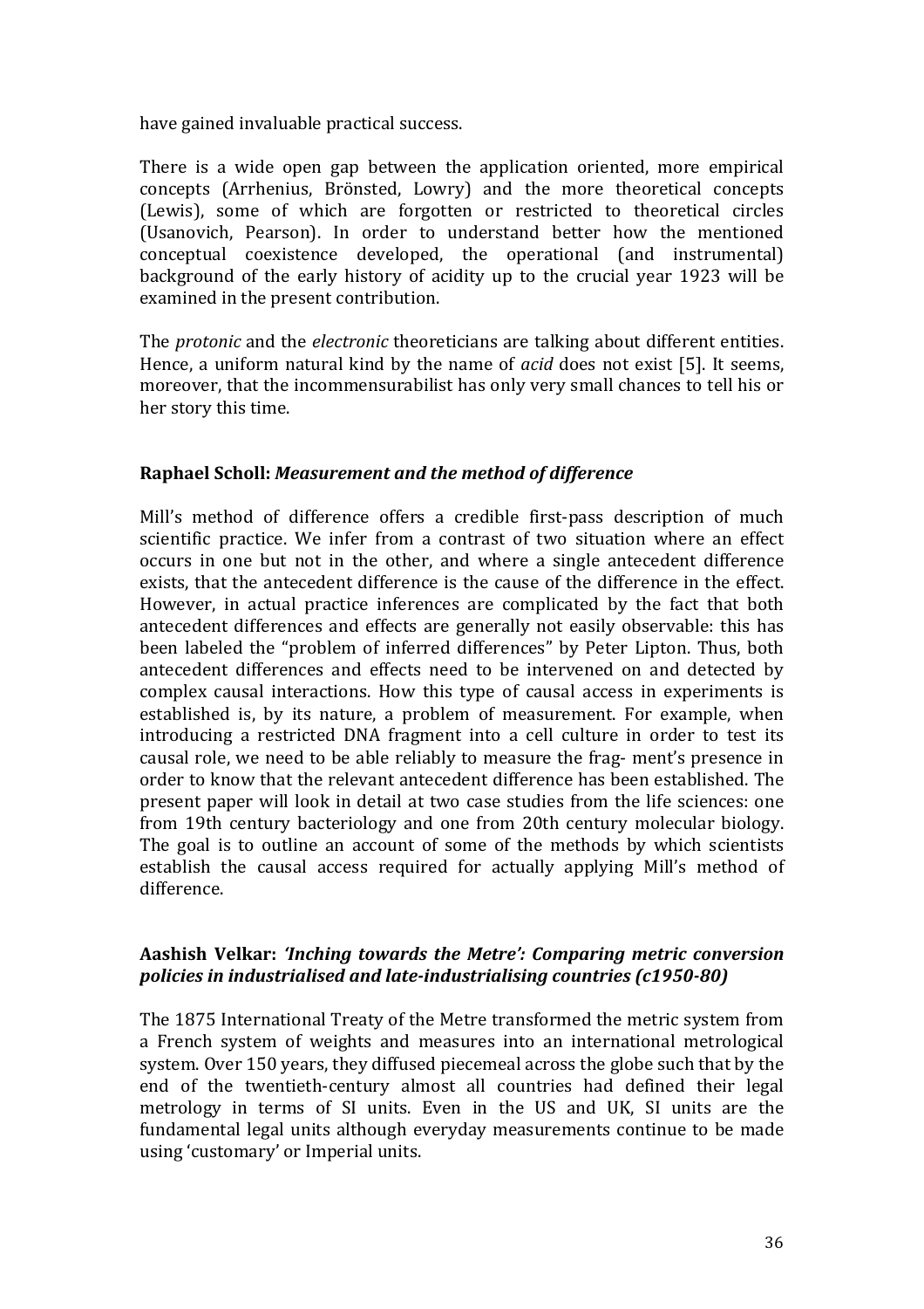have gained invaluable practical success.

There is a wide open gap between the application oriented, more empirical concepts (Arrhenius, Brönsted, Lowry) and the more theoretical concepts (Lewis), some of which are forgotten or restricted to theoretical circles (Usanovich, Pearson). In order to understand better how the mentioned conceptual coexistence developed, the operational (and instrumental) background of the early history of acidity up to the crucial year 1923 will be examined in the present contribution.

The *protonic* and the *electronic* theoreticians are talking about different entities. Hence, a uniform natural kind by the name of *acid* does not exist [5]. It seems, moreover, that the incommensurabilist has only very small chances to tell his or her story this time.

### Raphael Scholl: *Measurement and the method of difference*

Mill's method of difference offers a credible first-pass description of much scientific practice. We infer from a contrast of two situation where an effect occurs in one but not in the other, and where a single antecedent difference exists, that the antecedent difference is the cause of the difference in the effect. However, in actual practice inferences are complicated by the fact that both antecedent differences and effects are generally not easily observable: this has been labeled the "problem of inferred differences" by Peter Lipton. Thus, both antecedent differences and effects need to be intervened on and detected by complex causal interactions. How this type of causal access in experiments is established is, by its nature, a problem of measurement. For example, when introducing a restricted DNA fragment into a cell culture in order to test its causal role, we need to be able reliably to measure the frag- ment's presence in order to know that the relevant antecedent difference has been established. The present paper will look in detail at two case studies from the life sciences: one from 19th century bacteriology and one from 20th century molecular biology. The goal is to outline an account of some of the methods by which scientists establish the causal access required for actually applying Mill's method of difference.

### Aashish Velkar: *'Inching towards the Metre': Comparing metric conversion policies in industrialised and late-industrialising countries (c1950-80)*

The 1875 International Treaty of the Metre transformed the metric system from a French system of weights and measures into an international metrological system. Over 150 years, they diffused piecemeal across the globe such that by the end of the twentieth-century almost all countries had defined their legal metrology in terms of SI units. Even in the US and UK, SI units are the fundamental legal units although everyday measurements continue to be made using 'customary' or Imperial units.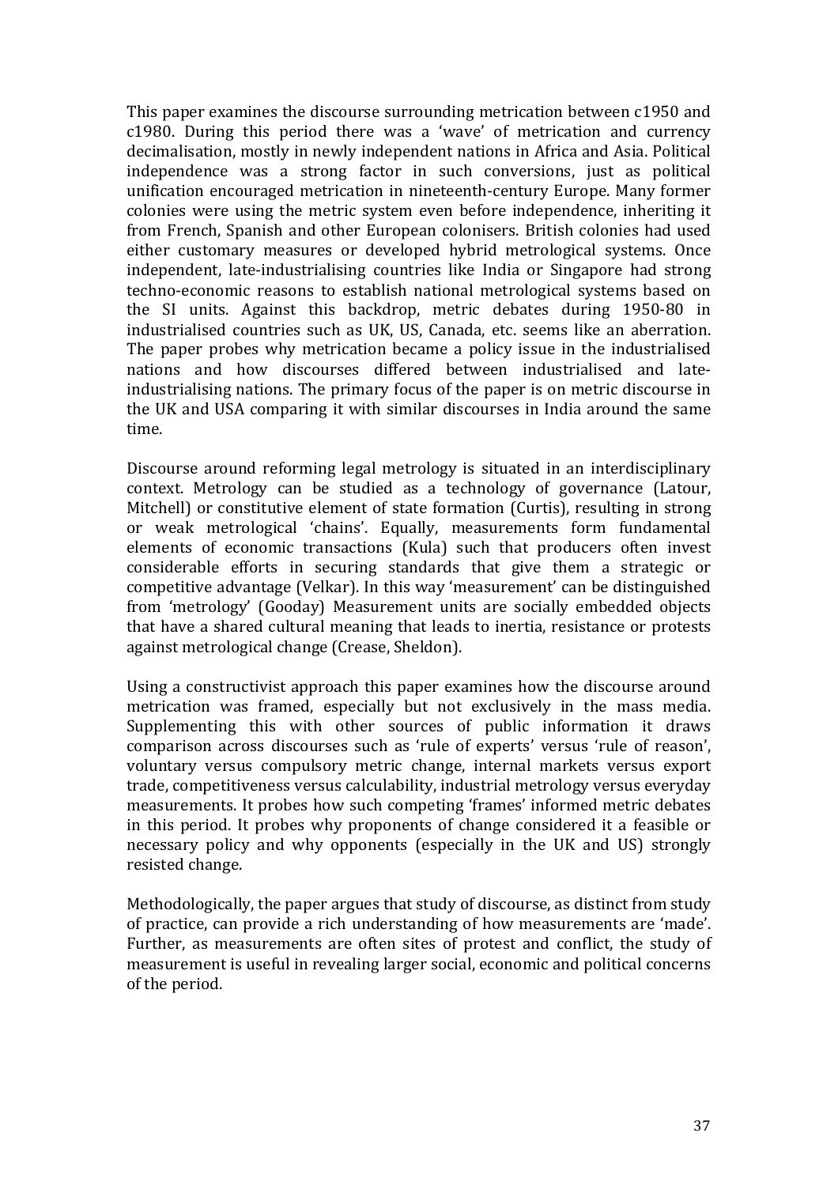This paper examines the discourse surrounding metrication between c1950 and c1980. During this period there was a 'wave' of metrication and currency decimalisation, mostly in newly independent nations in Africa and Asia. Political independence was a strong factor in such conversions, just as political unification encouraged metrication in nineteenth-century Europe. Many former colonies were using the metric system even before independence, inheriting it from French, Spanish and other European colonisers. British colonies had used either customary measures or developed hybrid metrological systems. Once independent, late-industrialising countries like India or Singapore had strong techno-economic reasons to establish national metrological systems based on the SI units. Against this backdrop, metric debates during 1950-80 in industrialised countries such as UK, US, Canada, etc. seems like an aberration. The paper probes why metrication became a policy issue in the industrialised nations and how discourses differed between industrialised and late-industrialising nations. The primary focus of the paper is on metric discourse in the UK and USA comparing it with similar discourses in India around the same time.

Discourse around reforming legal metrology is situated in an interdisciplinary context. Metrology can be studied as a technology of governance (Latour, Mitchell) or constitutive element of state formation (Curtis), resulting in strong or weak metrological 'chains'. Equally, measurements form fundamental elements of economic transactions (Kula) such that producers often invest considerable efforts in securing standards that give them a strategic or competitive advantage (Velkar). In this way 'measurement' can be distinguished from 'metrology' (Gooday) Measurement units are socially embedded objects that have a shared cultural meaning that leads to inertia, resistance or protests against metrological change (Crease, Sheldon).

Using a constructivist approach this paper examines how the discourse around metrication was framed, especially but not exclusively in the mass media. Supplementing this with other sources of public information it draws comparison across discourses such as 'rule of experts' versus 'rule of reason', voluntary versus compulsory metric change, internal markets versus export trade, competitiveness versus calculability, industrial metrology versus everyday measurements. It probes how such competing 'frames' informed metric debates in this period. It probes why proponents of change considered it a feasible or necessary policy and why opponents (especially in the UK and US) strongly resisted change.

Methodologically, the paper argues that study of discourse, as distinct from study of practice, can provide a rich understanding of how measurements are 'made'. Further, as measurements are often sites of protest and conflict, the study of measurement is useful in revealing larger social, economic and political concerns of the period.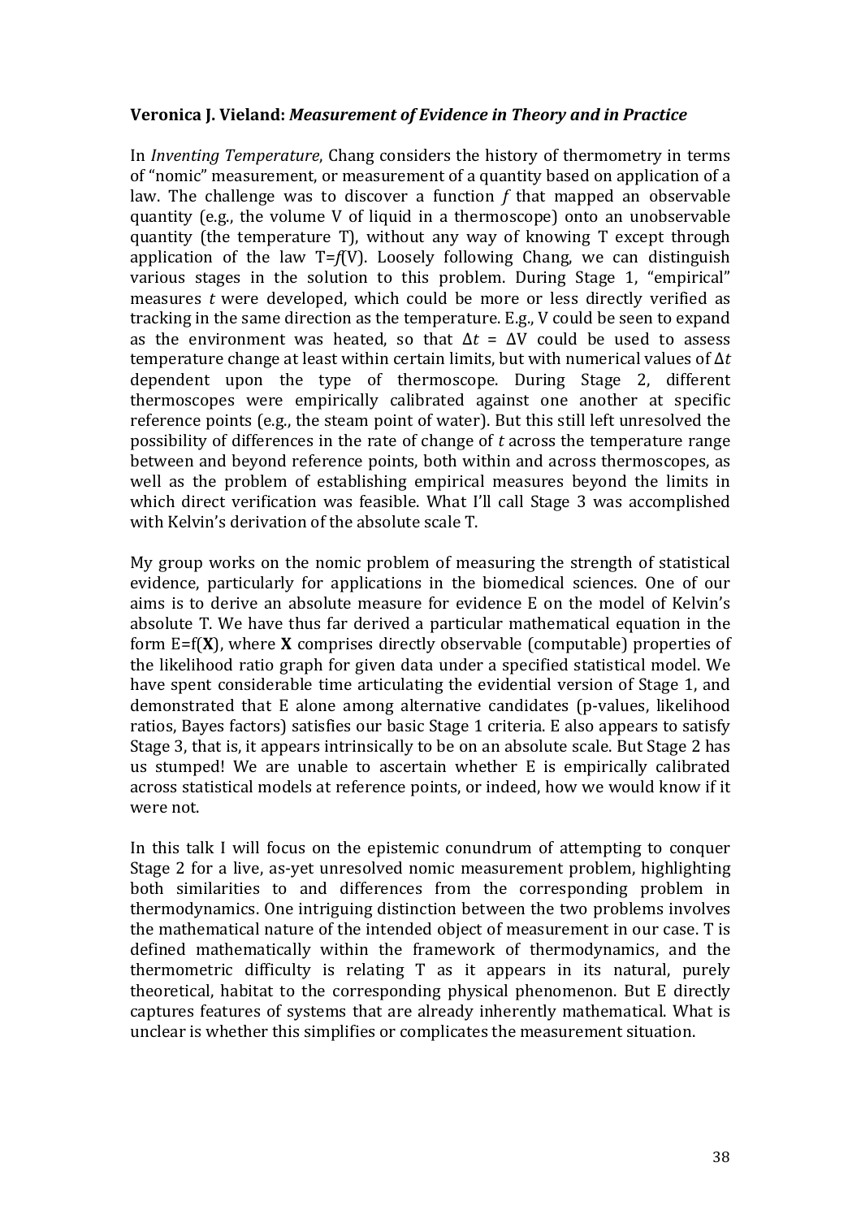**Veronica J. Vieland: *Measurement of Evidence in Theory and in Practice***

In *Inventing Temperature*, Chang considers the history of thermometry in terms of "nomic" measurement, or measurement of a quantity based on application of a law. The challenge was to discover a function $f$ that mapped an observable quantity (e.g., the volume V of liquid in a thermoscope) onto an unobservable quantity (the temperature T), without any way of knowing T except through application of the law $T=f(V)$. Loosely following Chang, we can distinguish various stages in the solution to this problem. During Stage 1, "empirical" measures $t$ were developed, which could be more or less directly verified as tracking in the same direction as the temperature. E.g., V could be seen to expand as the environment was heated, so that $\Delta t = \Delta V$ could be used to assess temperature change at least within certain limits, but with numerical values of $\Delta t$ dependent upon the type of thermoscope. During Stage 2, different thermoscopes were empirically calibrated against one another at specific reference points (e.g., the steam point of water). But this still left unresolved the possibility of differences in the rate of change of $t$ across the temperature range between and beyond reference points, both within and across thermoscopes, as well as the problem of establishing empirical measures beyond the limits in which direct verification was feasible. What I'll call Stage 3 was accomplished with Kelvin's derivation of the absolute scale T.

My group works on the nomic problem of measuring the strength of statistical evidence, particularly for applications in the biomedical sciences. One of our aims is to derive an absolute measure for evidence E on the model of Kelvin's absolute T. We have thus far derived a particular mathematical equation in the form $E=f(\mathbf{X})$, where $\mathbf{X}$ comprises directly observable (computable) properties of the likelihood ratio graph for given data under a specified statistical model. We have spent considerable time articulating the evidential version of Stage 1, and demonstrated that E alone among alternative candidates (p-values, likelihood ratios, Bayes factors) satisfies our basic Stage 1 criteria. E also appears to satisfy Stage 3, that is, it appears intrinsically to be on an absolute scale. But Stage 2 has us stumped! We are unable to ascertain whether E is empirically calibrated across statistical models at reference points, or indeed, how we would know if it were not.

In this talk I will focus on the epistemic conundrum of attempting to conquer Stage 2 for a live, as-yet unresolved nomic measurement problem, highlighting both similarities to and differences from the corresponding problem in thermodynamics. One intriguing distinction between the two problems involves the mathematical nature of the intended object of measurement in our case. T is defined mathematically within the framework of thermodynamics, and the thermometric difficulty is relating T as it appears in its natural, purely theoretical, habitat to the corresponding physical phenomenon. But E directly captures features of systems that are already inherently mathematical. What is unclear is whether this simplifies or complicates the measurement situation.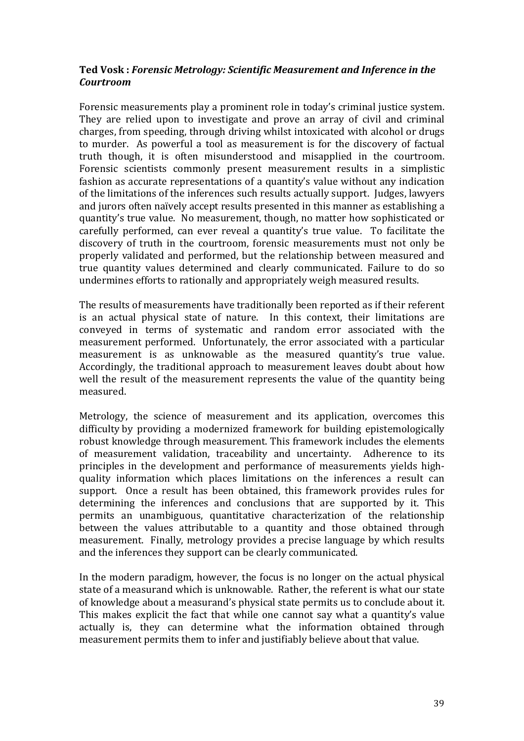**Ted Vosk : *Forensic Metrology: Scientific Measurement and Inference in the Courtroom***

Forensic measurements play a prominent role in today's criminal justice system. They are relied upon to investigate and prove an array of civil and criminal charges, from speeding, through driving whilst intoxicated with alcohol or drugs to murder. As powerful a tool as measurement is for the discovery of factual truth though, it is often misunderstood and misapplied in the courtroom. Forensic scientists commonly present measurement results in a simplistic fashion as accurate representations of a quantity's value without any indication of the limitations of the inferences such results actually support. Judges, lawyers and jurors often naïvely accept results presented in this manner as establishing a quantity's true value. No measurement, though, no matter how sophisticated or carefully performed, can ever reveal a quantity's true value. To facilitate the discovery of truth in the courtroom, forensic measurements must not only be properly validated and performed, but the relationship between measured and true quantity values determined and clearly communicated. Failure to do so undermines efforts to rationally and appropriately weigh measured results.

The results of measurements have traditionally been reported as if their referent is an actual physical state of nature. In this context, their limitations are conveyed in terms of systematic and random error associated with the measurement performed. Unfortunately, the error associated with a particular measurement is as unknowable as the measured quantity's true value. Accordingly, the traditional approach to measurement leaves doubt about how well the result of the measurement represents the value of the quantity being measured.

Metrology, the science of measurement and its application, overcomes this difficulty by providing a modernized framework for building epistemologically robust knowledge through measurement. This framework includes the elements of measurement validation, traceability and uncertainty. Adherence to its principles in the development and performance of measurements yields high-quality information which places limitations on the inferences a result can support. Once a result has been obtained, this framework provides rules for determining the inferences and conclusions that are supported by it. This permits an unambiguous, quantitative characterization of the relationship between the values attributable to a quantity and those obtained through measurement. Finally, metrology provides a precise language by which results and the inferences they support can be clearly communicated.

In the modern paradigm, however, the focus is no longer on the actual physical state of a measurand which is unknowable. Rather, the referent is what our state of knowledge about a measurand's physical state permits us to conclude about it. This makes explicit the fact that while one cannot say what a quantity's value actually is, they can determine what the information obtained through measurement permits them to infer and justifiably believe about that value.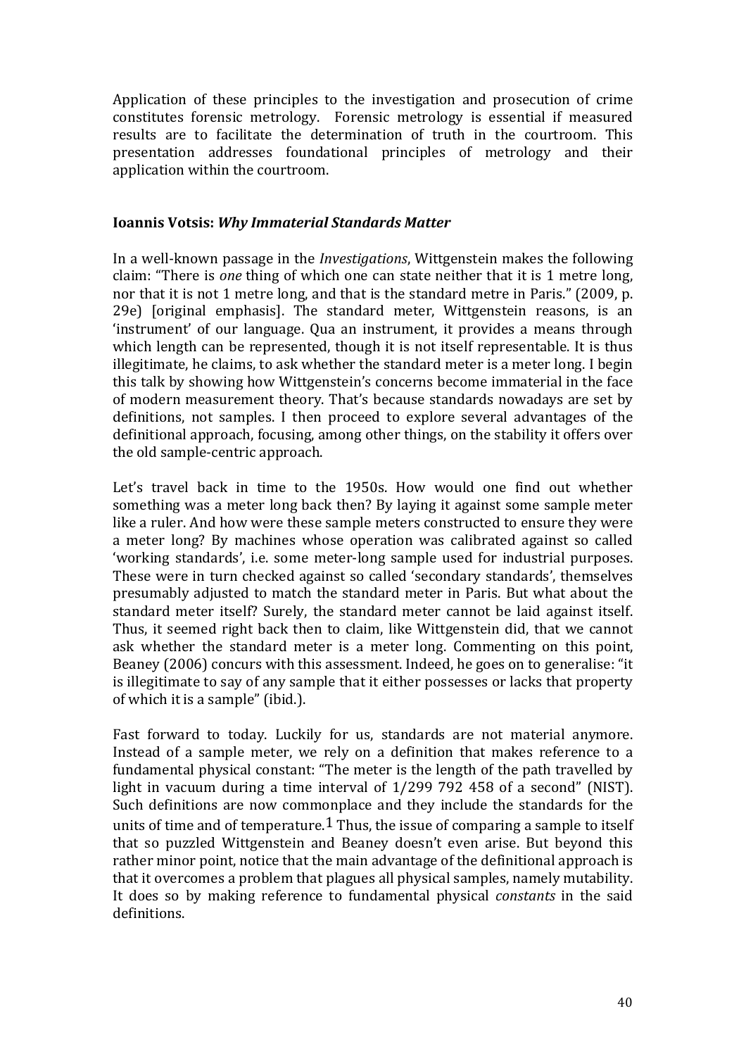Application of these principles to the investigation and prosecution of crime constitutes forensic metrology. Forensic metrology is essential if measured results are to facilitate the determination of truth in the courtroom. This presentation addresses foundational principles of metrology and their application within the courtroom.

### Ioannis Votsis: *Why Immaterial Standards Matter*

In a well-known passage in the *Investigations*, Wittgenstein makes the following claim: "There is *one* thing of which one can state neither that it is 1 metre long, nor that it is not 1 metre long, and that is the standard metre in Paris." (2009, p. 29e) [original emphasis]. The standard meter, Wittgenstein reasons, is an 'instrument' of our language. Qua an instrument, it provides a means through which length can be represented, though it is not itself representable. It is thus illegitimate, he claims, to ask whether the standard meter is a meter long. I begin this talk by showing how Wittgenstein's concerns become immaterial in the face of modern measurement theory. That's because standards nowadays are set by definitions, not samples. I then proceed to explore several advantages of the definitional approach, focusing, among other things, on the stability it offers over the old sample-centric approach.

Let's travel back in time to the 1950s. How would one find out whether something was a meter long back then? By laying it against some sample meter like a ruler. And how were these sample meters constructed to ensure they were a meter long? By machines whose operation was calibrated against so called 'working standards', i.e. some meter-long sample used for industrial purposes. These were in turn checked against so called 'secondary standards', themselves presumably adjusted to match the standard meter in Paris. But what about the standard meter itself? Surely, the standard meter cannot be laid against itself. Thus, it seemed right back then to claim, like Wittgenstein did, that we cannot ask whether the standard meter is a meter long. Commenting on this point, Beaney (2006) concurs with this assessment. Indeed, he goes on to generalise: "it is illegitimate to say of any sample that it either possesses or lacks that property of which it is a sample" (ibid.).

Fast forward to today. Luckily for us, standards are not material anymore. Instead of a sample meter, we rely on a definition that makes reference to a fundamental physical constant: "The meter is the length of the path travelled by light in vacuum during a time interval of 1/299 792 458 of a second" (NIST). Such definitions are now commonplace and they include the standards for the units of time and of temperature.[1] Thus, the issue of comparing a sample to itself that so puzzled Wittgenstein and Beaney doesn't even arise. But beyond this rather minor point, notice that the main advantage of the definitional approach is that it overcomes a problem that plagues all physical samples, namely mutability. It does so by making reference to fundamental physical *constants* in the said definitions.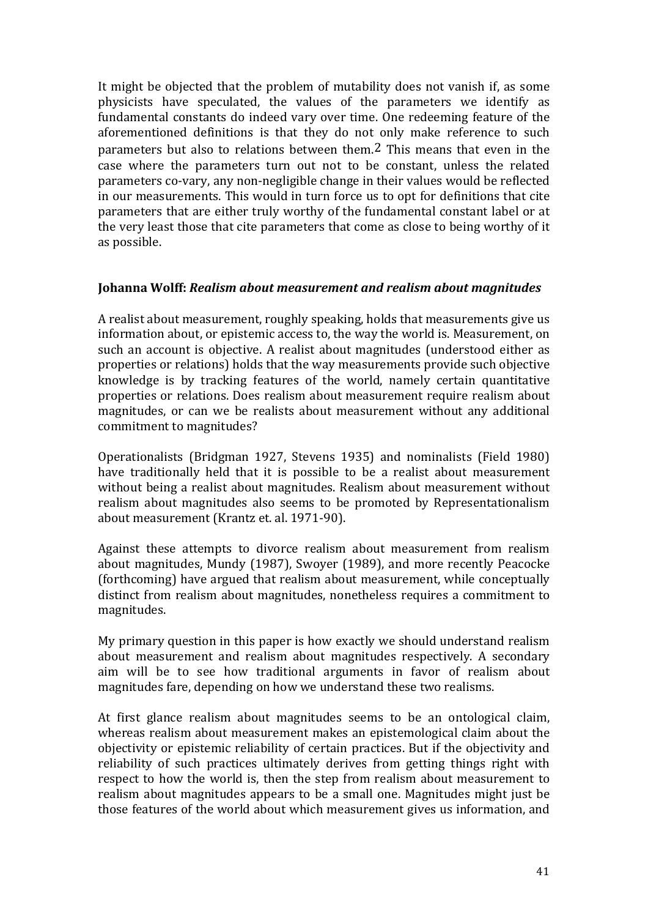It might be objected that the problem of mutability does not vanish if, as some physicists have speculated, the values of the parameters we identify as fundamental constants do indeed vary over time. One redeeming feature of the aforementioned definitions is that they do not only make reference to such parameters but also to relations between them.[2] This means that even in the case where the parameters turn out not to be constant, unless the related parameters co-vary, any non-negligible change in their values would be reflected in our measurements. This would in turn force us to opt for definitions that cite parameters that are either truly worthy of the fundamental constant label or at the very least those that cite parameters that come as close to being worthy of it as possible.

### Johanna Wolff: *Realism about measurement and realism about magnitudes*

A realist about measurement, roughly speaking, holds that measurements give us information about, or epistemic access to, the way the world is. Measurement, on such an account is objective. A realist about magnitudes (understood either as properties or relations) holds that the way measurements provide such objective knowledge is by tracking features of the world, namely certain quantitative properties or relations. Does realism about measurement require realism about magnitudes, or can we be realists about measurement without any additional commitment to magnitudes?

Operationalists (Bridgman 1927, Stevens 1935) and nominalists (Field 1980) have traditionally held that it is possible to be a realist about measurement without being a realist about magnitudes. Realism about measurement without realism about magnitudes also seems to be promoted by Representationalism about measurement (Krantz et. al. 1971-90).

Against these attempts to divorce realism about measurement from realism about magnitudes, Mundy (1987), Swoyer (1989), and more recently Peacocke (forthcoming) have argued that realism about measurement, while conceptually distinct from realism about magnitudes, nonetheless requires a commitment to magnitudes.

My primary question in this paper is how exactly we should understand realism about measurement and realism about magnitudes respectively. A secondary aim will be to see how traditional arguments in favor of realism about magnitudes fare, depending on how we understand these two realisms.

At first glance realism about magnitudes seems to be an ontological claim, whereas realism about measurement makes an epistemological claim about the objectivity or epistemic reliability of certain practices. But if the objectivity and reliability of such practices ultimately derives from getting things right with respect to how the world is, then the step from realism about measurement to realism about magnitudes appears to be a small one. Magnitudes might just be those features of the world about which measurement gives us information, and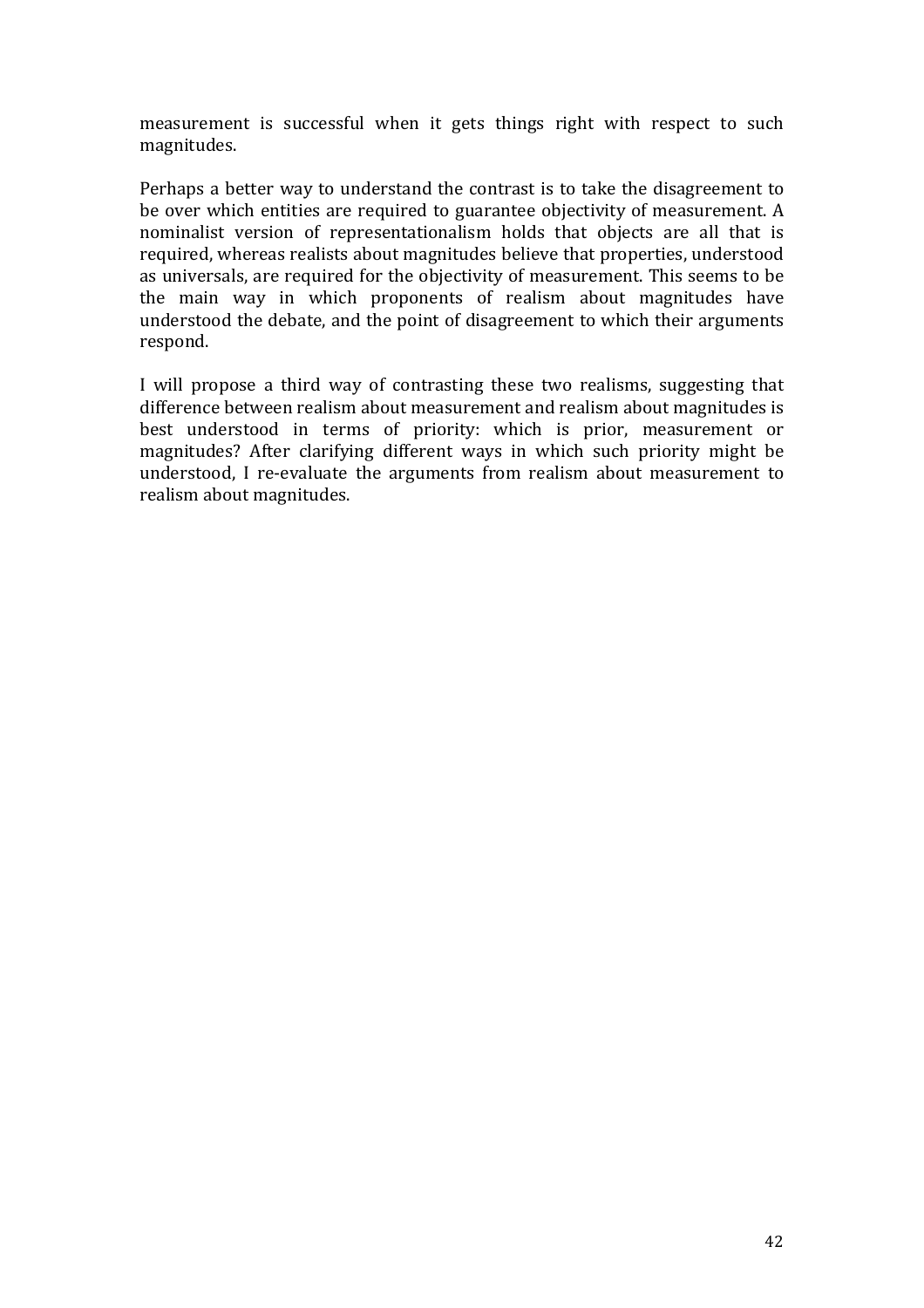measurement is successful when it gets things right with respect to such magnitudes.

Perhaps a better way to understand the contrast is to take the disagreement to be over which entities are required to guarantee objectivity of measurement. A nominalist version of representationalism holds that objects are all that is required, whereas realists about magnitudes believe that properties, understood as universals, are required for the objectivity of measurement. This seems to be the main way in which proponents of realism about magnitudes have understood the debate, and the point of disagreement to which their arguments respond.

I will propose a third way of contrasting these two realisms, suggesting that difference between realism about measurement and realism about magnitudes is best understood in terms of priority: which is prior, measurement or magnitudes? After clarifying different ways in which such priority might be understood, I re-evaluate the arguments from realism about measurement to realism about magnitudes.